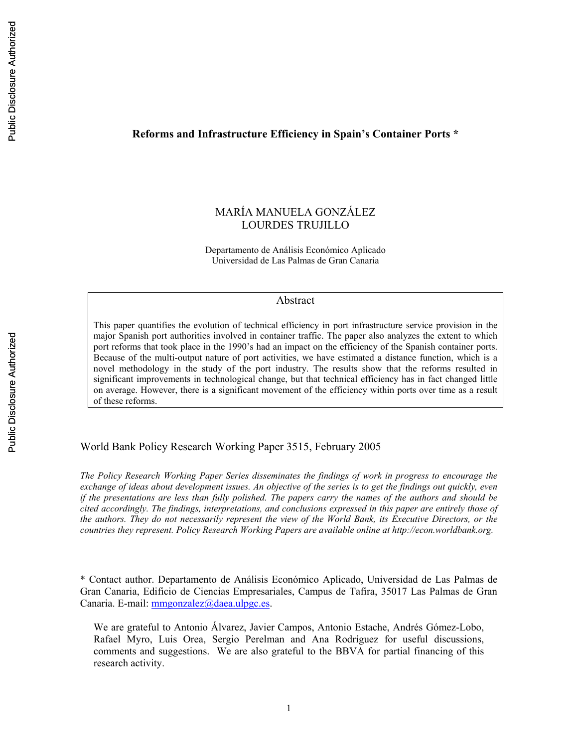# Reforms and Infrastructure Efficiency in Spain's Container Ports *

MARÍA MANUELA GONZÁLEZ
LOURDES TRUJILLO

Departamento de Análisis Económico Aplicado
Universidad de Las Palmas de Gran Canaria

## Abstract

This paper quantifies the evolution of technical efficiency in port infrastructure service provision in the major Spanish port authorities involved in container traffic. The paper also analyzes the extent to which port reforms that took place in the 1990's had an impact on the efficiency of the Spanish container ports. Because of the multi-output nature of port activities, we have estimated a distance function, which is a novel methodology in the study of the port industry. The results show that the reforms resulted in significant improvements in technological change, but that technical efficiency has in fact changed little on average. However, there is a significant movement of the efficiency within ports over time as a result of these reforms.

World Bank Policy Research Working Paper 3515, February 2005

*The Policy Research Working Paper Series disseminates the findings of work in progress to encourage the exchange of ideas about development issues. An objective of the series is to get the findings out quickly, even if the presentations are less than fully polished. The papers carry the names of the authors and should be cited accordingly. The findings, interpretations, and conclusions expressed in this paper are entirely those of the authors. They do not necessarily represent the view of the World Bank, its Executive Directors, or the countries they represent. Policy Research Working Papers are available online at http://econ.worldbank.org.*

* Contact author. Departamento de Análisis Económico Aplicado, Universidad de Las Palmas de Gran Canaria, Edificio de Ciencias Empresariales, Campus de Tafira, 35017 Las Palmas de Gran Canaria. E-mail: mmgonzalez@daea.ulpgc.es.

We are grateful to Antonio Álvarez, Javier Campos, Antonio Estache, Andrés Gómez-Lobo, Rafael Myro, Luis Orea, Sergio Perelman and Ana Rodríguez for useful discussions, comments and suggestions. We are also grateful to the BBVA for partial financing of this research activity.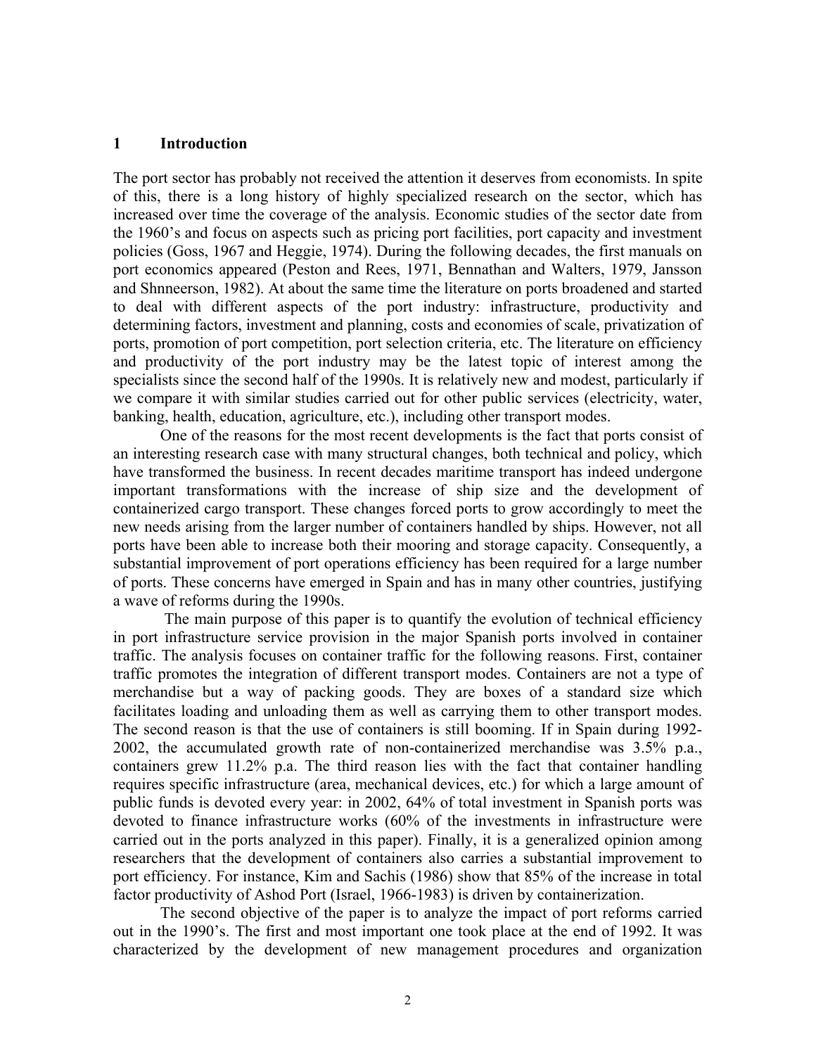## 1 Introduction

The port sector has probably not received the attention it deserves from economists. In spite of this, there is a long history of highly specialized research on the sector, which has increased over time the coverage of the analysis. Economic studies of the sector date from the 1960's and focus on aspects such as pricing port facilities, port capacity and investment policies (Goss, 1967 and Heggie, 1974). During the following decades, the first manuals on port economics appeared (Peston and Rees, 1971, Bennathan and Walters, 1979, Jansson and Shnneerson, 1982). At about the same time the literature on ports broadened and started to deal with different aspects of the port industry: infrastructure, productivity and determining factors, investment and planning, costs and economies of scale, privatization of ports, promotion of port competition, port selection criteria, etc. The literature on efficiency and productivity of the port industry may be the latest topic of interest among the specialists since the second half of the 1990s. It is relatively new and modest, particularly if we compare it with similar studies carried out for other public services (electricity, water, banking, health, education, agriculture, etc.), including other transport modes.

One of the reasons for the most recent developments is the fact that ports consist of an interesting research case with many structural changes, both technical and policy, which have transformed the business. In recent decades maritime transport has indeed undergone important transformations with the increase of ship size and the development of containerized cargo transport. These changes forced ports to grow accordingly to meet the new needs arising from the larger number of containers handled by ships. However, not all ports have been able to increase both their mooring and storage capacity. Consequently, a substantial improvement of port operations efficiency has been required for a large number of ports. These concerns have emerged in Spain and has in many other countries, justifying a wave of reforms during the 1990s.

The main purpose of this paper is to quantify the evolution of technical efficiency in port infrastructure service provision in the major Spanish ports involved in container traffic. The analysis focuses on container traffic for the following reasons. First, container traffic promotes the integration of different transport modes. Containers are not a type of merchandise but a way of packing goods. They are boxes of a standard size which facilitates loading and unloading them as well as carrying them to other transport modes. The second reason is that the use of containers is still booming. If in Spain during 1992-2002, the accumulated growth rate of non-containerized merchandise was 3.5% p.a., containers grew 11.2% p.a. The third reason lies with the fact that container handling requires specific infrastructure (area, mechanical devices, etc.) for which a large amount of public funds is devoted every year: in 2002, 64% of total investment in Spanish ports was devoted to finance infrastructure works (60% of the investments in infrastructure were carried out in the ports analyzed in this paper). Finally, it is a generalized opinion among researchers that the development of containers also carries a substantial improvement to port efficiency. For instance, Kim and Sachis (1986) show that 85% of the increase in total factor productivity of Ashod Port (Israel, 1966-1983) is driven by containerization.

The second objective of the paper is to analyze the impact of port reforms carried out in the 1990's. The first and most important one took place at the end of 1992. It was characterized by the development of new management procedures and organization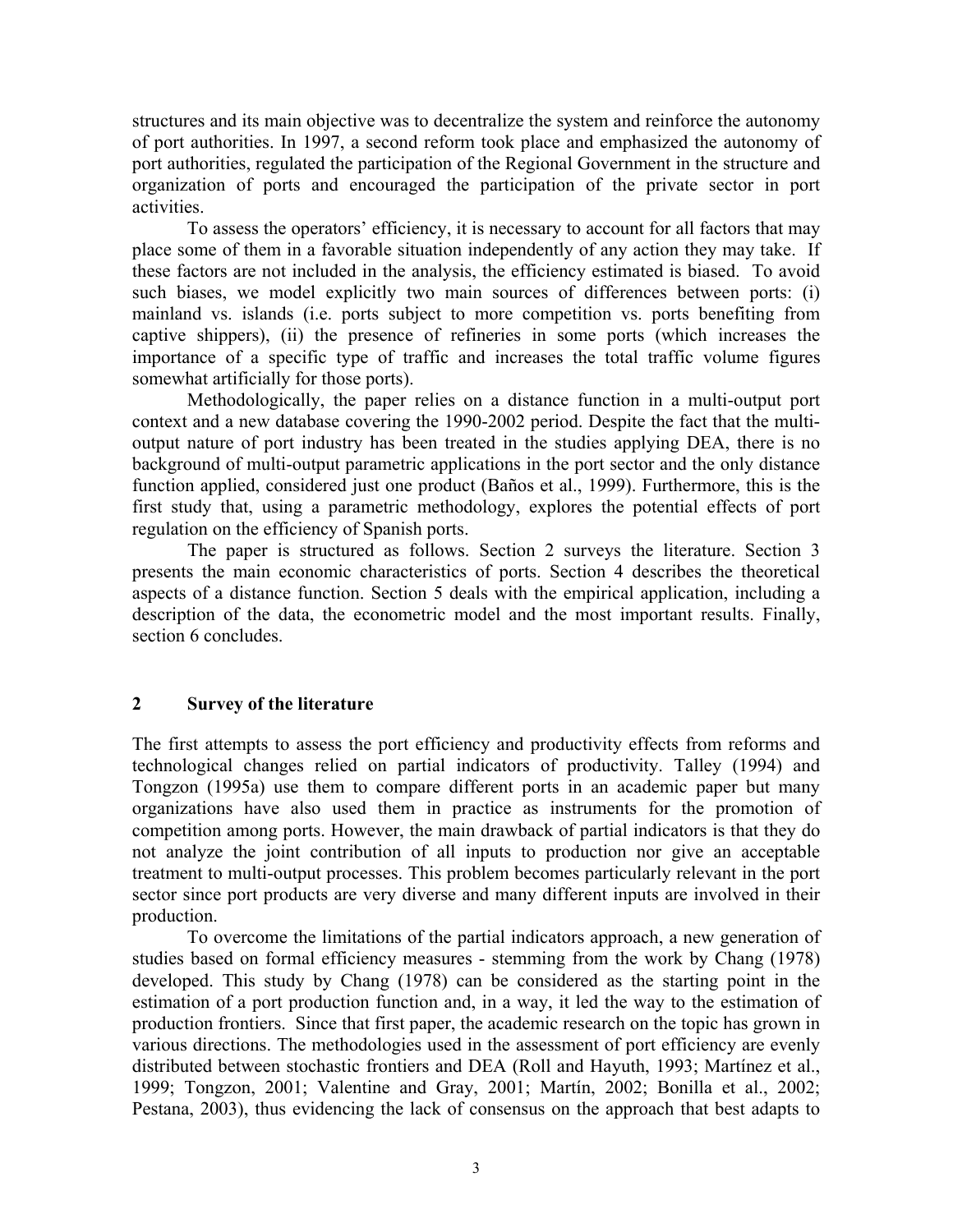structures and its main objective was to decentralize the system and reinforce the autonomy of port authorities. In 1997, a second reform took place and emphasized the autonomy of port authorities, regulated the participation of the Regional Government in the structure and organization of ports and encouraged the participation of the private sector in port activities.

To assess the operators' efficiency, it is necessary to account for all factors that may place some of them in a favorable situation independently of any action they may take. If these factors are not included in the analysis, the efficiency estimated is biased. To avoid such biases, we model explicitly two main sources of differences between ports: (i) mainland vs. islands (i.e. ports subject to more competition vs. ports benefiting from captive shippers), (ii) the presence of refineries in some ports (which increases the importance of a specific type of traffic and increases the total traffic volume figures somewhat artificially for those ports).

Methodologically, the paper relies on a distance function in a multi-output port context and a new database covering the 1990-2002 period. Despite the fact that the multi-output nature of port industry has been treated in the studies applying DEA, there is no background of multi-output parametric applications in the port sector and the only distance function applied, considered just one product (Baños et al., 1999). Furthermore, this is the first study that, using a parametric methodology, explores the potential effects of port regulation on the efficiency of Spanish ports.

The paper is structured as follows. Section 2 surveys the literature. Section 3 presents the main economic characteristics of ports. Section 4 describes the theoretical aspects of a distance function. Section 5 deals with the empirical application, including a description of the data, the econometric model and the most important results. Finally, section 6 concludes.

## 2 Survey of the literature

The first attempts to assess the port efficiency and productivity effects from reforms and technological changes relied on partial indicators of productivity. Talley (1994) and Tongzon (1995a) use them to compare different ports in an academic paper but many organizations have also used them in practice as instruments for the promotion of competition among ports. However, the main drawback of partial indicators is that they do not analyze the joint contribution of all inputs to production nor give an acceptable treatment to multi-output processes. This problem becomes particularly relevant in the port sector since port products are very diverse and many different inputs are involved in their production.

To overcome the limitations of the partial indicators approach, a new generation of studies based on formal efficiency measures - stemming from the work by Chang (1978) developed. This study by Chang (1978) can be considered as the starting point in the estimation of a port production function and, in a way, it led the way to the estimation of production frontiers. Since that first paper, the academic research on the topic has grown in various directions. The methodologies used in the assessment of port efficiency are evenly distributed between stochastic frontiers and DEA (Roll and Hayuth, 1993; Martínez et al., 1999; Tongzon, 2001; Valentine and Gray, 2001; Martín, 2002; Bonilla et al., 2002; Pestana, 2003), thus evidencing the lack of consensus on the approach that best adapts to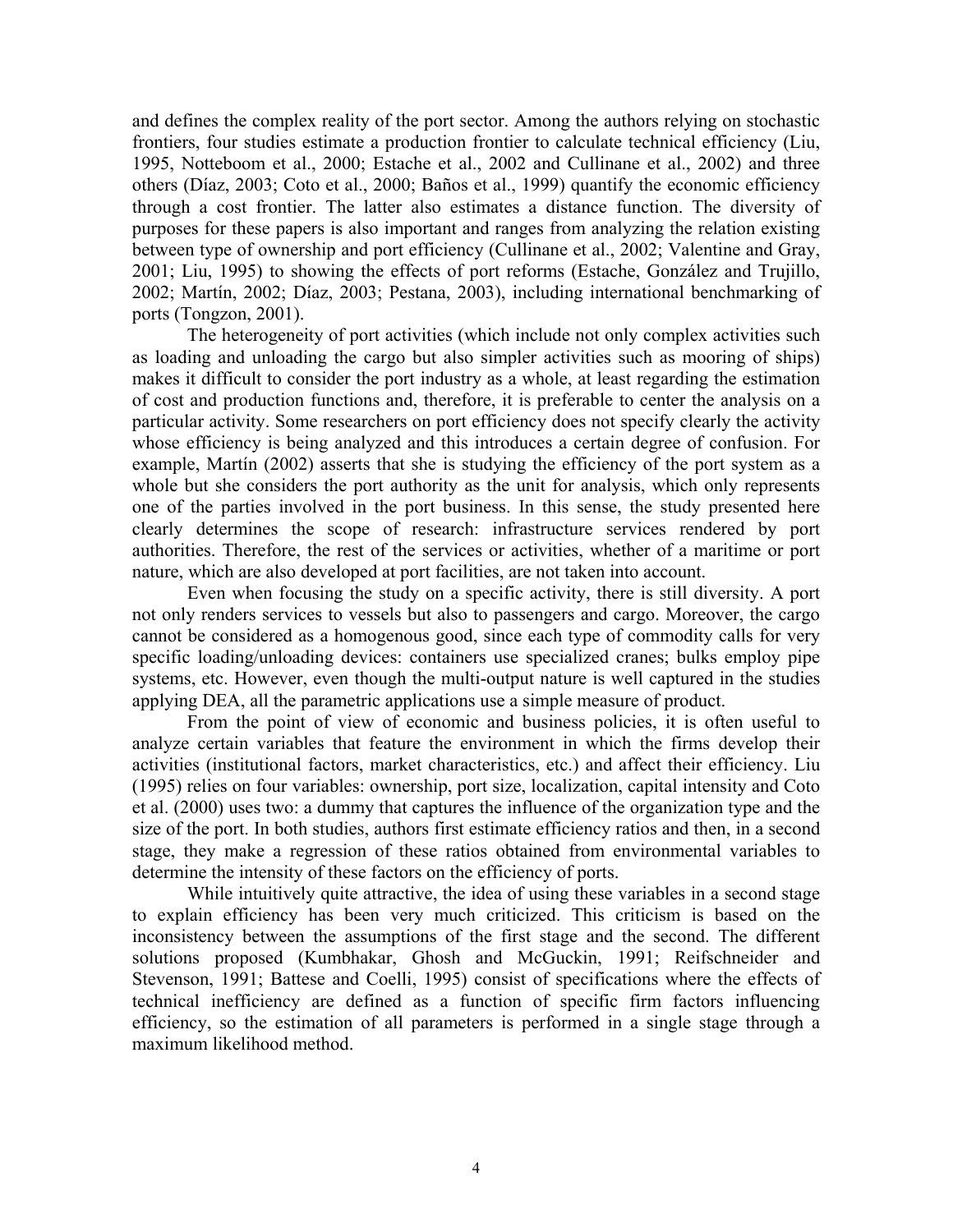and defines the complex reality of the port sector. Among the authors relying on stochastic frontiers, four studies estimate a production frontier to calculate technical efficiency (Liu, 1995, Notteboom et al., 2000; Estache et al., 2002 and Cullinane et al., 2002) and three others (Díaz, 2003; Coto et al., 2000; Baños et al., 1999) quantify the economic efficiency through a cost frontier. The latter also estimates a distance function. The diversity of purposes for these papers is also important and ranges from analyzing the relation existing between type of ownership and port efficiency (Cullinane et al., 2002; Valentine and Gray, 2001; Liu, 1995) to showing the effects of port reforms (Estache, González and Trujillo, 2002; Martín, 2002; Díaz, 2003; Pestana, 2003), including international benchmarking of ports (Tongzon, 2001).

The heterogeneity of port activities (which include not only complex activities such as loading and unloading the cargo but also simpler activities such as mooring of ships) makes it difficult to consider the port industry as a whole, at least regarding the estimation of cost and production functions and, therefore, it is preferable to center the analysis on a particular activity. Some researchers on port efficiency does not specify clearly the activity whose efficiency is being analyzed and this introduces a certain degree of confusion. For example, Martín (2002) asserts that she is studying the efficiency of the port system as a whole but she considers the port authority as the unit for analysis, which only represents one of the parties involved in the port business. In this sense, the study presented here clearly determines the scope of research: infrastructure services rendered by port authorities. Therefore, the rest of the services or activities, whether of a maritime or port nature, which are also developed at port facilities, are not taken into account.

Even when focusing the study on a specific activity, there is still diversity. A port not only renders services to vessels but also to passengers and cargo. Moreover, the cargo cannot be considered as a homogenous good, since each type of commodity calls for very specific loading/unloading devices: containers use specialized cranes; bulks employ pipe systems, etc. However, even though the multi-output nature is well captured in the studies applying DEA, all the parametric applications use a simple measure of product.

From the point of view of economic and business policies, it is often useful to analyze certain variables that feature the environment in which the firms develop their activities (institutional factors, market characteristics, etc.) and affect their efficiency. Liu (1995) relies on four variables: ownership, port size, localization, capital intensity and Coto et al. (2000) uses two: a dummy that captures the influence of the organization type and the size of the port. In both studies, authors first estimate efficiency ratios and then, in a second stage, they make a regression of these ratios obtained from environmental variables to determine the intensity of these factors on the efficiency of ports.

While intuitively quite attractive, the idea of using these variables in a second stage to explain efficiency has been very much criticized. This criticism is based on the inconsistency between the assumptions of the first stage and the second. The different solutions proposed (Kumbhakar, Ghosh and McGuckin, 1991; Reifschneider and Stevenson, 1991; Battese and Coelli, 1995) consist of specifications where the effects of technical inefficiency are defined as a function of specific firm factors influencing efficiency, so the estimation of all parameters is performed in a single stage through a maximum likelihood method.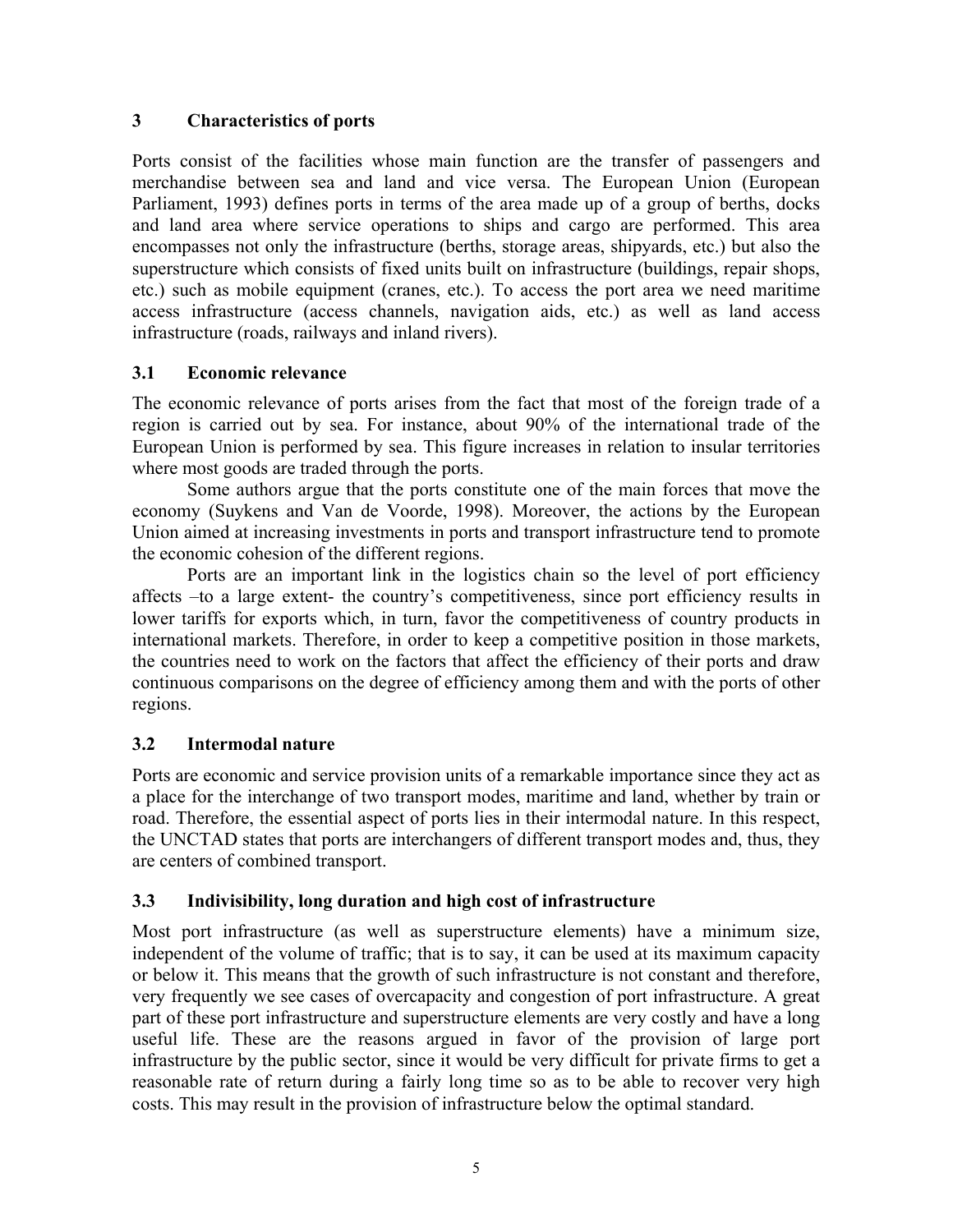## 3 Characteristics of ports

Ports consist of the facilities whose main function are the transfer of passengers and merchandise between sea and land and vice versa. The European Union (European Parliament, 1993) defines ports in terms of the area made up of a group of berths, docks and land area where service operations to ships and cargo are performed. This area encompasses not only the infrastructure (berths, storage areas, shipyards, etc.) but also the superstructure which consists of fixed units built on infrastructure (buildings, repair shops, etc.) such as mobile equipment (cranes, etc.). To access the port area we need maritime access infrastructure (access channels, navigation aids, etc.) as well as land access infrastructure (roads, railways and inland rivers).

### 3.1 Economic relevance

The economic relevance of ports arises from the fact that most of the foreign trade of a region is carried out by sea. For instance, about 90% of the international trade of the European Union is performed by sea. This figure increases in relation to insular territories where most goods are traded through the ports.

Some authors argue that the ports constitute one of the main forces that move the economy (Suykens and Van de Voorde, 1998). Moreover, the actions by the European Union aimed at increasing investments in ports and transport infrastructure tend to promote the economic cohesion of the different regions.

Ports are an important link in the logistics chain so the level of port efficiency affects –to a large extent- the country's competitiveness, since port efficiency results in lower tariffs for exports which, in turn, favor the competitiveness of country products in international markets. Therefore, in order to keep a competitive position in those markets, the countries need to work on the factors that affect the efficiency of their ports and draw continuous comparisons on the degree of efficiency among them and with the ports of other regions.

### 3.2 Intermodal nature

Ports are economic and service provision units of a remarkable importance since they act as a place for the interchange of two transport modes, maritime and land, whether by train or road. Therefore, the essential aspect of ports lies in their intermodal nature. In this respect, the UNCTAD states that ports are interchangers of different transport modes and, thus, they are centers of combined transport.

### 3.3 Indivisibility, long duration and high cost of infrastructure

Most port infrastructure (as well as superstructure elements) have a minimum size, independent of the volume of traffic; that is to say, it can be used at its maximum capacity or below it. This means that the growth of such infrastructure is not constant and therefore, very frequently we see cases of overcapacity and congestion of port infrastructure. A great part of these port infrastructure and superstructure elements are very costly and have a long useful life. These are the reasons argued in favor of the provision of large port infrastructure by the public sector, since it would be very difficult for private firms to get a reasonable rate of return during a fairly long time so as to be able to recover very high costs. This may result in the provision of infrastructure below the optimal standard.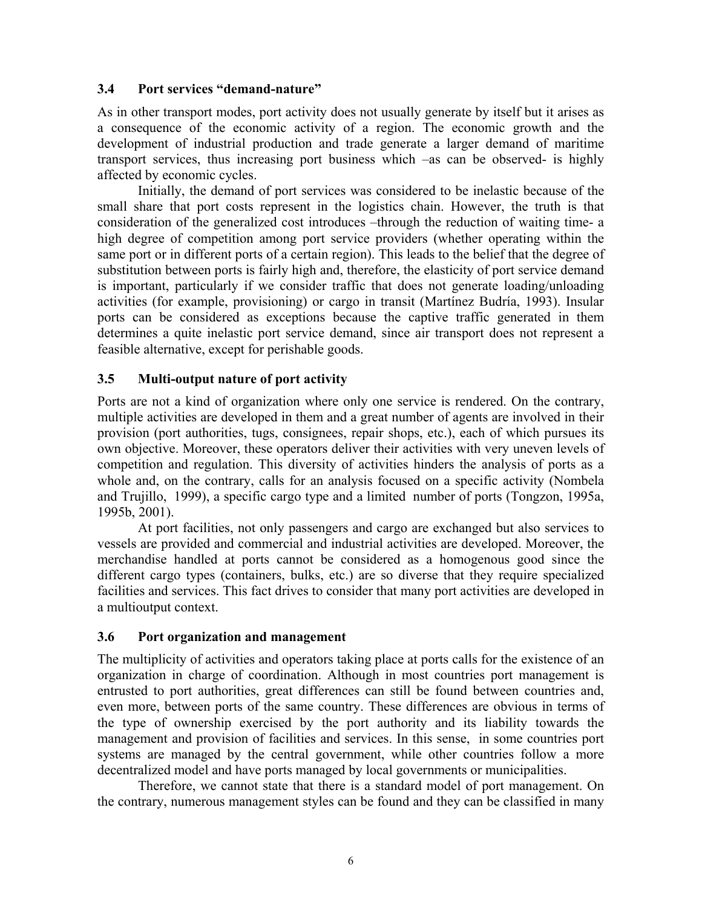### 3.4 Port services "demand-nature"

As in other transport modes, port activity does not usually generate by itself but it arises as a consequence of the economic activity of a region. The economic growth and the development of industrial production and trade generate a larger demand of maritime transport services, thus increasing port business which –as can be observed- is highly affected by economic cycles.

Initially, the demand of port services was considered to be inelastic because of the small share that port costs represent in the logistics chain. However, the truth is that consideration of the generalized cost introduces –through the reduction of waiting time- a high degree of competition among port service providers (whether operating within the same port or in different ports of a certain region). This leads to the belief that the degree of substitution between ports is fairly high and, therefore, the elasticity of port service demand is important, particularly if we consider traffic that does not generate loading/unloading activities (for example, provisioning) or cargo in transit (Martínez Budría, 1993). Insular ports can be considered as exceptions because the captive traffic generated in them determines a quite inelastic port service demand, since air transport does not represent a feasible alternative, except for perishable goods.

### 3.5 Multi-output nature of port activity

Ports are not a kind of organization where only one service is rendered. On the contrary, multiple activities are developed in them and a great number of agents are involved in their provision (port authorities, tugs, consignees, repair shops, etc.), each of which pursues its own objective. Moreover, these operators deliver their activities with very uneven levels of competition and regulation. This diversity of activities hinders the analysis of ports as a whole and, on the contrary, calls for an analysis focused on a specific activity (Nombela and Trujillo, 1999), a specific cargo type and a limited number of ports (Tongzon, 1995a, 1995b, 2001).

At port facilities, not only passengers and cargo are exchanged but also services to vessels are provided and commercial and industrial activities are developed. Moreover, the merchandise handled at ports cannot be considered as a homogenous good since the different cargo types (containers, bulks, etc.) are so diverse that they require specialized facilities and services. This fact drives to consider that many port activities are developed in a multioutput context.

### 3.6 Port organization and management

The multiplicity of activities and operators taking place at ports calls for the existence of an organization in charge of coordination. Although in most countries port management is entrusted to port authorities, great differences can still be found between countries and, even more, between ports of the same country. These differences are obvious in terms of the type of ownership exercised by the port authority and its liability towards the management and provision of facilities and services. In this sense, in some countries port systems are managed by the central government, while other countries follow a more decentralized model and have ports managed by local governments or municipalities.

Therefore, we cannot state that there is a standard model of port management. On the contrary, numerous management styles can be found and they can be classified in many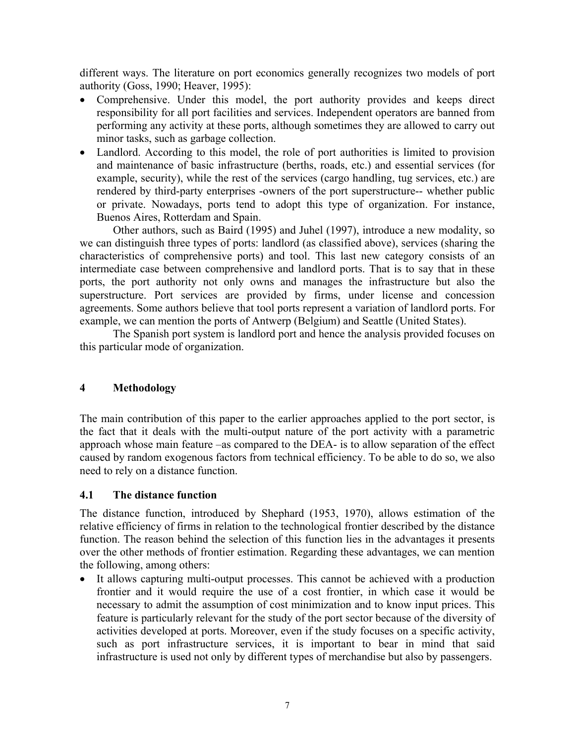different ways. The literature on port economics generally recognizes two models of port authority (Goss, 1990; Heaver, 1995):

- Comprehensive. Under this model, the port authority provides and keeps direct responsibility for all port facilities and services. Independent operators are banned from performing any activity at these ports, although sometimes they are allowed to carry out minor tasks, such as garbage collection.
- Landlord. According to this model, the role of port authorities is limited to provision and maintenance of basic infrastructure (berths, roads, etc.) and essential services (for example, security), while the rest of the services (cargo handling, tug services, etc.) are rendered by third-party enterprises -owners of the port superstructure-- whether public or private. Nowadays, ports tend to adopt this type of organization. For instance, Buenos Aires, Rotterdam and Spain.

Other authors, such as Baird (1995) and Juhel (1997), introduce a new modality, so we can distinguish three types of ports: landlord (as classified above), services (sharing the characteristics of comprehensive ports) and tool. This last new category consists of an intermediate case between comprehensive and landlord ports. That is to say that in these ports, the port authority not only owns and manages the infrastructure but also the superstructure. Port services are provided by firms, under license and concession agreements. Some authors believe that tool ports represent a variation of landlord ports. For example, we can mention the ports of Antwerp (Belgium) and Seattle (United States).

The Spanish port system is landlord port and hence the analysis provided focuses on this particular mode of organization.

## 4 Methodology

The main contribution of this paper to the earlier approaches applied to the port sector, is the fact that it deals with the multi-output nature of the port activity with a parametric approach whose main feature –as compared to the DEA- is to allow separation of the effect caused by random exogenous factors from technical efficiency. To be able to do so, we also need to rely on a distance function.

### 4.1 The distance function

The distance function, introduced by Shephard (1953, 1970), allows estimation of the relative efficiency of firms in relation to the technological frontier described by the distance function. The reason behind the selection of this function lies in the advantages it presents over the other methods of frontier estimation. Regarding these advantages, we can mention the following, among others:

- It allows capturing multi-output processes. This cannot be achieved with a production frontier and it would require the use of a cost frontier, in which case it would be necessary to admit the assumption of cost minimization and to know input prices. This feature is particularly relevant for the study of the port sector because of the diversity of activities developed at ports. Moreover, even if the study focuses on a specific activity, such as port infrastructure services, it is important to bear in mind that said infrastructure is used not only by different types of merchandise but also by passengers.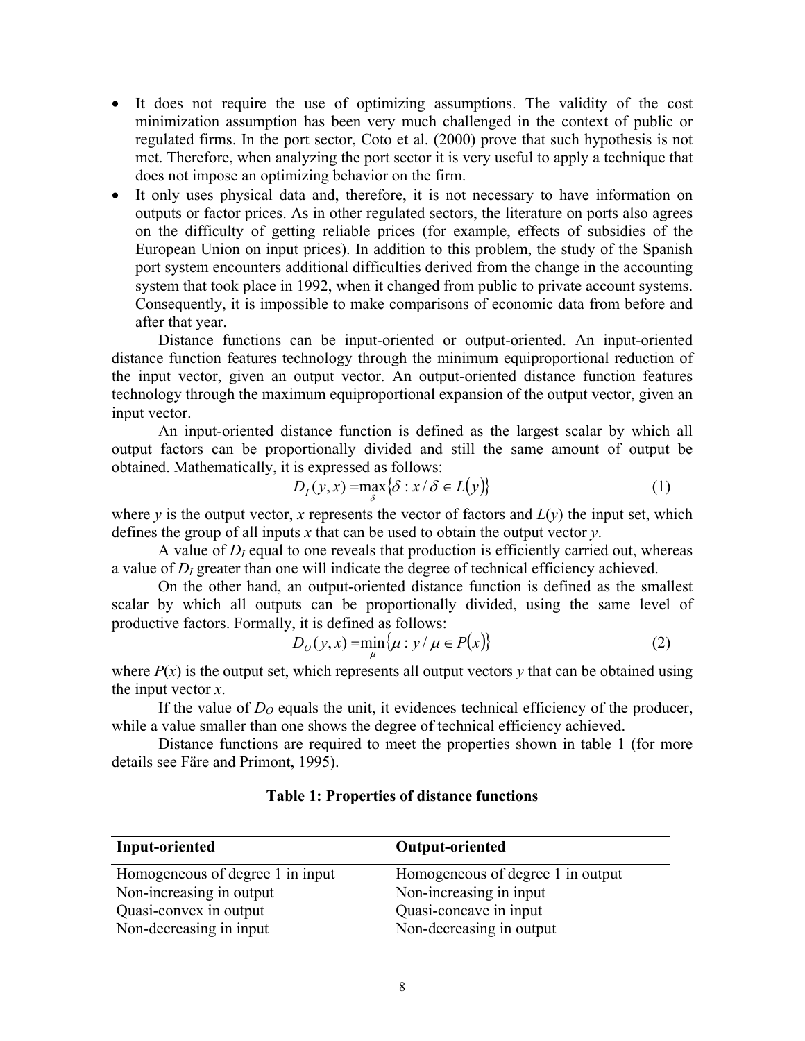- It does not require the use of optimizing assumptions. The validity of the cost minimization assumption has been very much challenged in the context of public or regulated firms. In the port sector, Coto et al. (2000) prove that such hypothesis is not met. Therefore, when analyzing the port sector it is very useful to apply a technique that does not impose an optimizing behavior on the firm.
- It only uses physical data and, therefore, it is not necessary to have information on outputs or factor prices. As in other regulated sectors, the literature on ports also agrees on the difficulty of getting reliable prices (for example, effects of subsidies of the European Union on input prices). In addition to this problem, the study of the Spanish port system encounters additional difficulties derived from the change in the accounting system that took place in 1992, when it changed from public to private account systems. Consequently, it is impossible to make comparisons of economic data from before and after that year.

Distance functions can be input-oriented or output-oriented. An input-oriented distance function features technology through the minimum equiproportional reduction of the input vector, given an output vector. An output-oriented distance function features technology through the maximum equiproportional expansion of the output vector, given an input vector.

An input-oriented distance function is defined as the largest scalar by which all output factors can be proportionally divided and still the same amount of output be obtained. Mathematically, it is expressed as follows:

$$D_I(y,x) = \max_{\delta}\{\delta : x/\delta \in L(y)\} \tag{1}$$

where $y$ is the output vector, $x$ represents the vector of factors and $L(y)$ the input set, which defines the group of all inputs $x$ that can be used to obtain the output vector $y$.

A value of $D_I$ equal to one reveals that production is efficiently carried out, whereas a value of $D_I$ greater than one will indicate the degree of technical efficiency achieved.

On the other hand, an output-oriented distance function is defined as the smallest scalar by which all outputs can be proportionally divided, using the same level of productive factors. Formally, it is defined as follows:

$$D_O(y,x) = \min_{\mu}\{\mu : y/\mu \in P(x)\} \tag{2}$$

where $P(x)$ is the output set, which represents all output vectors $y$ that can be obtained using the input vector $x$.

If the value of $D_O$ equals the unit, it evidences technical efficiency of the producer, while a value smaller than one shows the degree of technical efficiency achieved.

Distance functions are required to meet the properties shown in table 1 (for more details see Färe and Primont, 1995).

**Table 1: Properties of distance functions**

| **Input-oriented** | **Output-oriented** |
|---|---|
| Homogeneous of degree 1 in input | Homogeneous of degree 1 in output |
| Non-increasing in output | Non-increasing in input |
| Quasi-convex in output | Quasi-concave in input |
| Non-decreasing in input | Non-decreasing in output |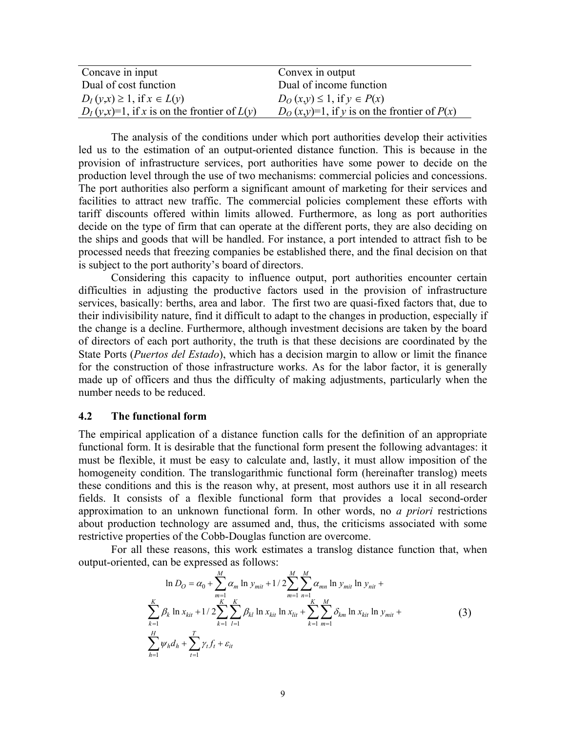| Concave in input | Convex in output |
|---|---|
| Dual of cost function | Dual of income function |
| $D_I(y,x) \geq 1$, if $x \in L(y)$ | $D_O(x,y) \leq 1$, if $y \in P(x)$ |
| $D_I(y,x)=1$, if $x$ is on the frontier of $L(y)$ | $D_O(x,y)=1$, if $y$ is on the frontier of $P(x)$ |

The analysis of the conditions under which port authorities develop their activities led us to the estimation of an output-oriented distance function. This is because in the provision of infrastructure services, port authorities have some power to decide on the production level through the use of two mechanisms: commercial policies and concessions. The port authorities also perform a significant amount of marketing for their services and facilities to attract new traffic. The commercial policies complement these efforts with tariff discounts offered within limits allowed. Furthermore, as long as port authorities decide on the type of firm that can operate at the different ports, they are also deciding on the ships and goods that will be handled. For instance, a port intended to attract fish to be processed needs that freezing companies be established there, and the final decision on that is subject to the port authority's board of directors.

Considering this capacity to influence output, port authorities encounter certain difficulties in adjusting the productive factors used in the provision of infrastructure services, basically: berths, area and labor. The first two are quasi-fixed factors that, due to their indivisibility nature, find it difficult to adapt to the changes in production, especially if the change is a decline. Furthermore, although investment decisions are taken by the board of directors of each port authority, the truth is that these decisions are coordinated by the State Ports (*Puertos del Estado*), which has a decision margin to allow or limit the finance for the construction of those infrastructure works. As for the labor factor, it is generally made up of officers and thus the difficulty of making adjustments, particularly when the number needs to be reduced.

## 4.2 The functional form

The empirical application of a distance function calls for the definition of an appropriate functional form. It is desirable that the functional form present the following advantages: it must be flexible, it must be easy to calculate and, lastly, it must allow imposition of the homogeneity condition. The translogarithmic functional form (hereinafter translog) meets these conditions and this is the reason why, at present, most authors use it in all research fields. It consists of a flexible functional form that provides a local second-order approximation to an unknown functional form. In other words, no *a priori* restrictions about production technology are assumed and, thus, the criticisms associated with some restrictive properties of the Cobb-Douglas function are overcome.

For all these reasons, this work estimates a translog distance function that, when output-oriented, can be expressed as follows:

$$
\begin{aligned}
\ln D_O = \alpha_0 + \sum_{m=1}^{M} \alpha_m \ln y_{mit} + 1/2 \sum_{m=1}^{M} \sum_{n=1}^{M} \alpha_{mn} \ln y_{mit} \ln y_{nit} + \\
\sum_{k=1}^{K} \beta_k \ln x_{kit} + 1/2 \sum_{k=1}^{K} \sum_{l=1}^{K} \beta_{kl} \ln x_{kit} \ln x_{lit} + \sum_{k=1}^{K} \sum_{m=1}^{M} \delta_{km} \ln x_{kit} \ln y_{mit} + \\
\sum_{h=1}^{H} \psi_h d_h + \sum_{t=1}^{T} \gamma_t f_t + \varepsilon_{it}
\end{aligned}
\tag{3}
$$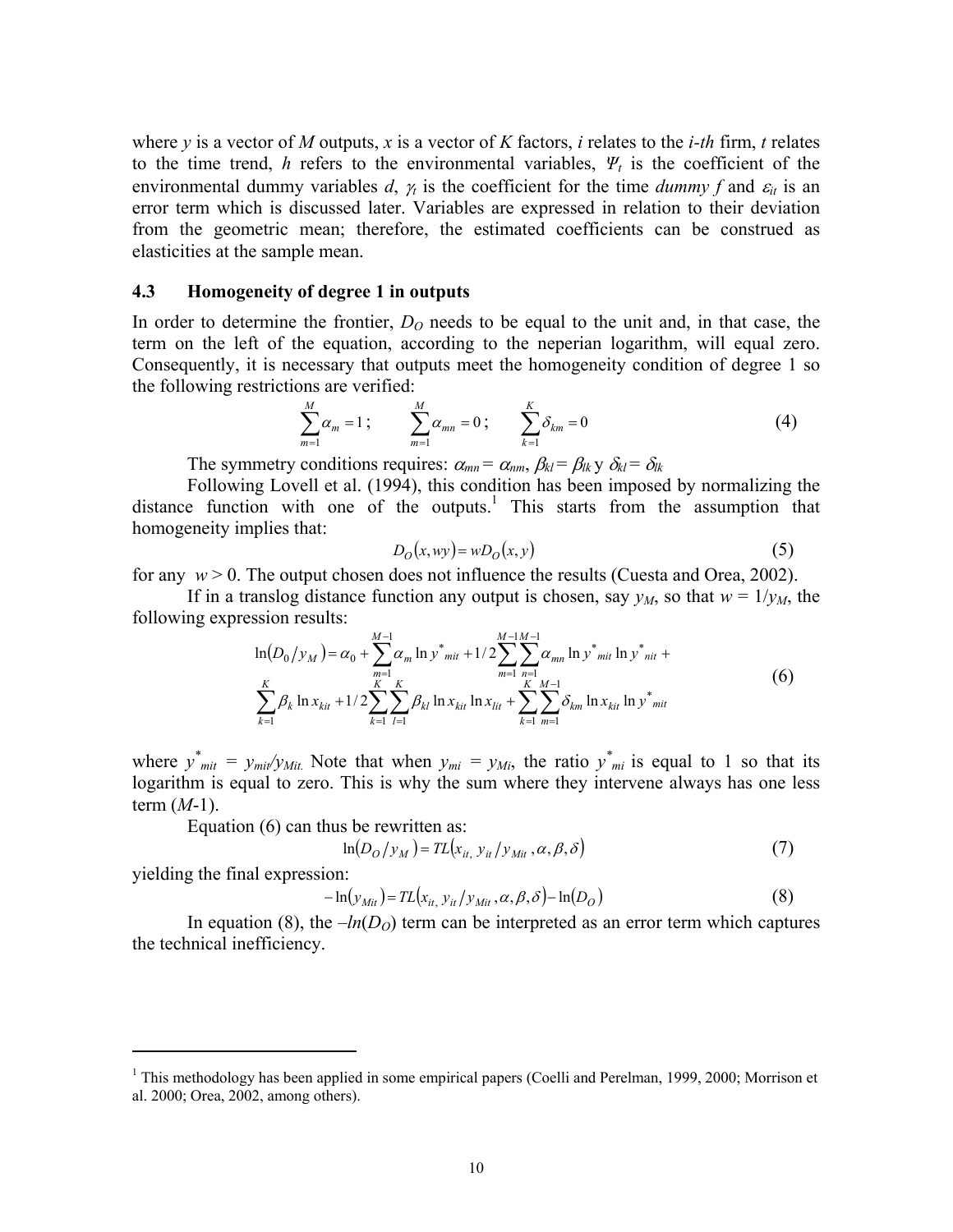where $y$ is a vector of $M$ outputs, $x$ is a vector of $K$ factors, $i$ relates to the $i$-$th$ firm, $t$ relates to the time trend, $h$ refers to the environmental variables, $\Psi_t$ is the coefficient of the environmental dummy variables $d$, $\gamma_t$ is the coefficient for the time *dummy f* and $\varepsilon_{it}$ is an error term which is discussed later. Variables are expressed in relation to their deviation from the geometric mean; therefore, the estimated coefficients can be construed as elasticities at the sample mean.

### 4.3 Homogeneity of degree 1 in outputs

In order to determine the frontier, $D_O$ needs to be equal to the unit and, in that case, the term on the left of the equation, according to the neperian logarithm, will equal zero. Consequently, it is necessary that outputs meet the homogeneity condition of degree 1 so the following restrictions are verified:

$$\sum_{m=1}^{M} \alpha_m = 1; \qquad \sum_{m=1}^{M} \alpha_{mn} = 0; \qquad \sum_{k=1}^{K} \delta_{km} = 0 \tag{4}$$

The symmetry conditions requires: $\alpha_{mn} = \alpha_{nm}$, $\beta_{kl} = \beta_{lk}$ y $\delta_{kl} = \delta_{lk}$

Following Lovell et al. (1994), this condition has been imposed by normalizing the distance function with one of the outputs.[1] This starts from the assumption that homogeneity implies that:

$$D_O(x, wy) = wD_O(x, y) \tag{5}$$

for any $w > 0$. The output chosen does not influence the results (Cuesta and Orea, 2002).

If in a translog distance function any output is chosen, say $y_M$, so that $w = 1/y_M$, the following expression results:

$$\begin{aligned} \ln(D_0/y_M) &= \alpha_0 + \sum_{m=1}^{M-1} \alpha_m \ln y^*_{mit} + 1/2 \sum_{m=1}^{M-1}\sum_{n=1}^{M-1} \alpha_{mn} \ln y^*_{mit} \ln y^*_{nit} + \\ &\sum_{k=1}^{K} \beta_k \ln x_{kit} + 1/2 \sum_{k=1}^{K}\sum_{l=1}^{K} \beta_{kl} \ln x_{kit} \ln x_{lit} + \sum_{k=1}^{K}\sum_{m=1}^{M-1} \delta_{km} \ln x_{kit} \ln y^*_{mit} \end{aligned} \tag{6}$$

where $y^*_{mit} = y_{mit}/y_{Mit.}$ Note that when $y_{mi} = y_{Mi}$, the ratio $y^*_{mi}$ is equal to 1 so that its logarithm is equal to zero. This is why the sum where they intervene always has one less term ($M$-1).

Equation (6) can thus be rewritten as:

$$\ln(D_O/y_M) = TL(x_{it,}\ y_{it}/y_{Mit}, \alpha, \beta, \delta) \tag{7}$$

yielding the final expression:

$$-\ln(y_{Mit}) = TL(x_{it,}\ y_{it}/y_{Mit}, \alpha, \beta, \delta) - \ln(D_O) \tag{8}$$

In equation (8), the $-ln(D_O)$ term can be interpreted as an error term which captures the technical inefficiency.

---

[1] This methodology has been applied in some empirical papers (Coelli and Perelman, 1999, 2000; Morrison et al. 2000; Orea, 2002, among others).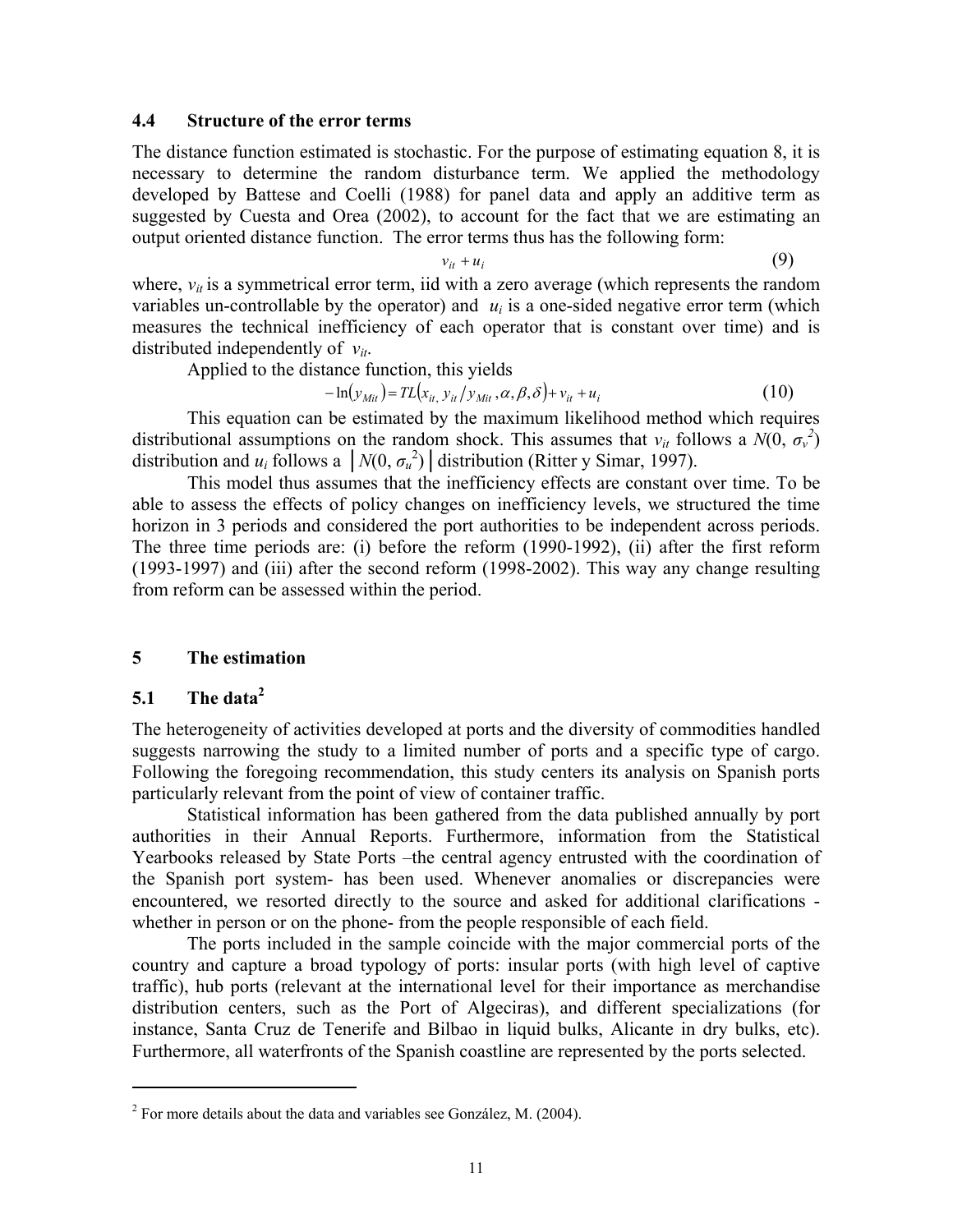### 4.4 Structure of the error terms

The distance function estimated is stochastic. For the purpose of estimating equation 8, it is necessary to determine the random disturbance term. We applied the methodology developed by Battese and Coelli (1988) for panel data and apply an additive term as suggested by Cuesta and Orea (2002), to account for the fact that we are estimating an output oriented distance function. The error terms thus has the following form:

$$v_{it} + u_i \tag{9}$$

where, $v_{it}$ is a symmetrical error term, iid with a zero average (which represents the random variables un-controllable by the operator) and $u_i$ is a one-sided negative error term (which measures the technical inefficiency of each operator that is constant over time) and is distributed independently of $v_{it}$.

Applied to the distance function, this yields

$$-\ln(y_{Mit}) = TL(x_{it,}\ y_{it}/y_{Mit}, \alpha, \beta, \delta) + v_{it} + u_i \tag{10}$$

This equation can be estimated by the maximum likelihood method which requires distributional assumptions on the random shock. This assumes that $v_{it}$ follows a $N(0, \sigma_v^2)$ distribution and $u_i$ follows a $|N(0, \sigma_u^2)|$ distribution (Ritter y Simar, 1997).

This model thus assumes that the inefficiency effects are constant over time. To be able to assess the effects of policy changes on inefficiency levels, we structured the time horizon in 3 periods and considered the port authorities to be independent across periods. The three time periods are: (i) before the reform (1990-1992), (ii) after the first reform (1993-1997) and (iii) after the second reform (1998-2002). This way any change resulting from reform can be assessed within the period.

## 5 The estimation

### 5.1 The data[2]

The heterogeneity of activities developed at ports and the diversity of commodities handled suggests narrowing the study to a limited number of ports and a specific type of cargo. Following the foregoing recommendation, this study centers its analysis on Spanish ports particularly relevant from the point of view of container traffic.

Statistical information has been gathered from the data published annually by port authorities in their Annual Reports. Furthermore, information from the Statistical Yearbooks released by State Ports –the central agency entrusted with the coordination of the Spanish port system- has been used. Whenever anomalies or discrepancies were encountered, we resorted directly to the source and asked for additional clarifications - whether in person or on the phone- from the people responsible of each field.

The ports included in the sample coincide with the major commercial ports of the country and capture a broad typology of ports: insular ports (with high level of captive traffic), hub ports (relevant at the international level for their importance as merchandise distribution centers, such as the Port of Algeciras), and different specializations (for instance, Santa Cruz de Tenerife and Bilbao in liquid bulks, Alicante in dry bulks, etc). Furthermore, all waterfronts of the Spanish coastline are represented by the ports selected.

---

[2] For more details about the data and variables see González, M. (2004).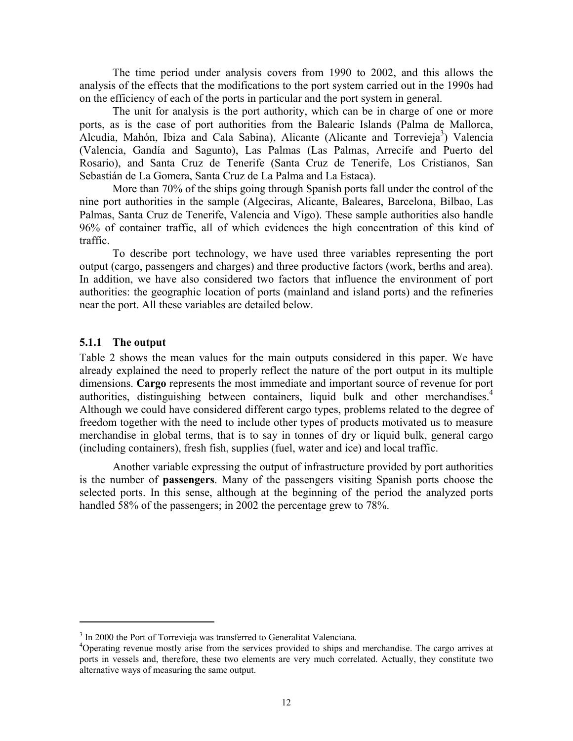The time period under analysis covers from 1990 to 2002, and this allows the analysis of the effects that the modifications to the port system carried out in the 1990s had on the efficiency of each of the ports in particular and the port system in general.

The unit for analysis is the port authority, which can be in charge of one or more ports, as is the case of port authorities from the Balearic Islands (Palma de Mallorca, Alcudia, Mahón, Ibiza and Cala Sabina), Alicante (Alicante and Torrevieja[3]) Valencia (Valencia, Gandía and Sagunto), Las Palmas (Las Palmas, Arrecife and Puerto del Rosario), and Santa Cruz de Tenerife (Santa Cruz de Tenerife, Los Cristianos, San Sebastián de La Gomera, Santa Cruz de La Palma and La Estaca).

More than 70% of the ships going through Spanish ports fall under the control of the nine port authorities in the sample (Algeciras, Alicante, Baleares, Barcelona, Bilbao, Las Palmas, Santa Cruz de Tenerife, Valencia and Vigo). These sample authorities also handle 96% of container traffic, all of which evidences the high concentration of this kind of traffic.

To describe port technology, we have used three variables representing the port output (cargo, passengers and charges) and three productive factors (work, berths and area). In addition, we have also considered two factors that influence the environment of port authorities: the geographic location of ports (mainland and island ports) and the refineries near the port. All these variables are detailed below.

### 5.1.1 The output

Table 2 shows the mean values for the main outputs considered in this paper. We have already explained the need to properly reflect the nature of the port output in its multiple dimensions. **Cargo** represents the most immediate and important source of revenue for port authorities, distinguishing between containers, liquid bulk and other merchandises.[4] Although we could have considered different cargo types, problems related to the degree of freedom together with the need to include other types of products motivated us to measure merchandise in global terms, that is to say in tonnes of dry or liquid bulk, general cargo (including containers), fresh fish, supplies (fuel, water and ice) and local traffic.

Another variable expressing the output of infrastructure provided by port authorities is the number of **passengers**. Many of the passengers visiting Spanish ports choose the selected ports. In this sense, although at the beginning of the period the analyzed ports handled 58% of the passengers; in 2002 the percentage grew to 78%.

---

[3] In 2000 the Port of Torrevieja was transferred to Generalitat Valenciana.

[4] Operating revenue mostly arise from the services provided to ships and merchandise. The cargo arrives at ports in vessels and, therefore, these two elements are very much correlated. Actually, they constitute two alternative ways of measuring the same output.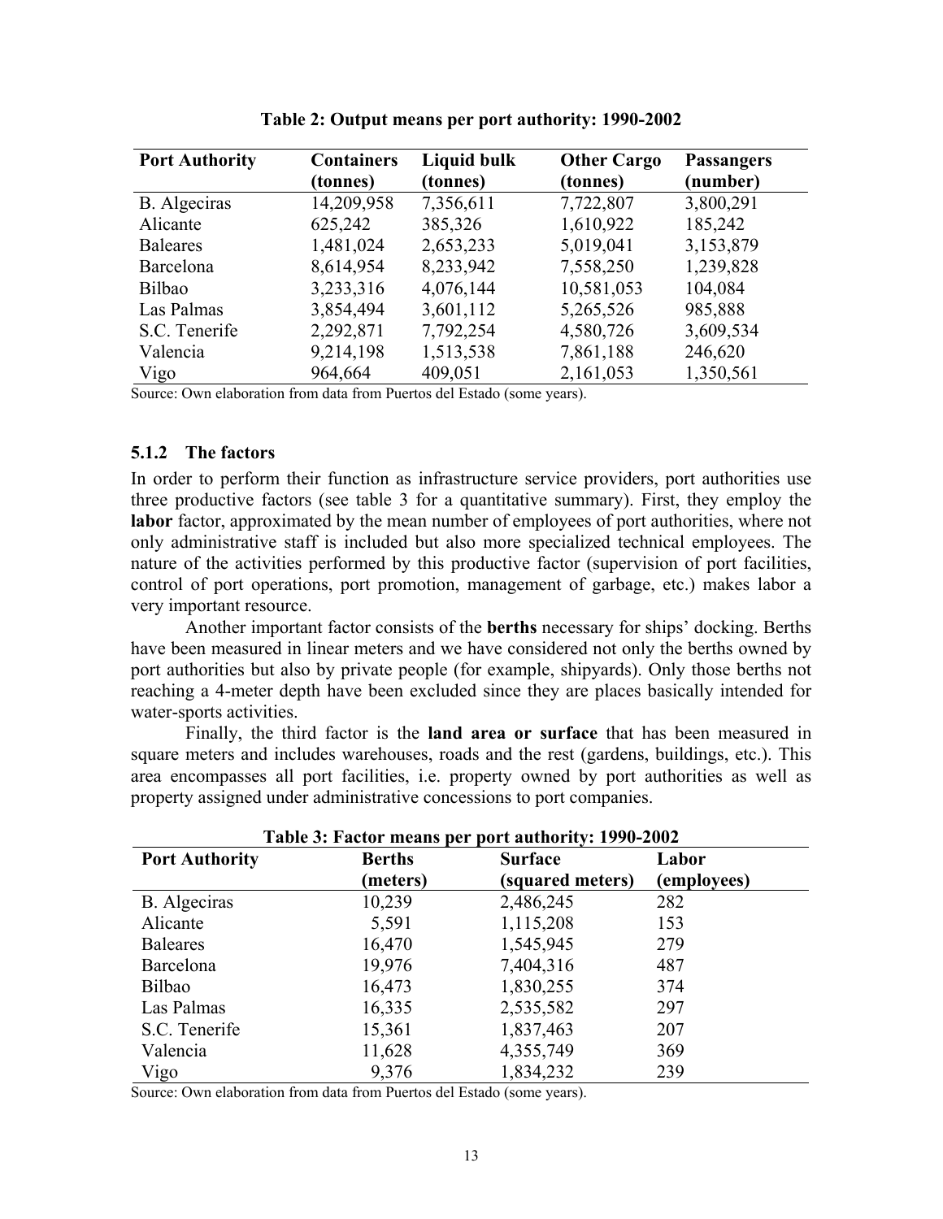**Table 2: Output means per port authority: 1990-2002**

| Port Authority | Containers (tonnes) | Liquid bulk (tonnes) | Other Cargo (tonnes) | Passangers (number) |
|---|---|---|---|---|
| B. Algeciras | 14,209,958 | 7,356,611 | 7,722,807 | 3,800,291 |
| Alicante | 625,242 | 385,326 | 1,610,922 | 185,242 |
| Baleares | 1,481,024 | 2,653,233 | 5,019,041 | 3,153,879 |
| Barcelona | 8,614,954 | 8,233,942 | 7,558,250 | 1,239,828 |
| Bilbao | 3,233,316 | 4,076,144 | 10,581,053 | 104,084 |
| Las Palmas | 3,854,494 | 3,601,112 | 5,265,526 | 985,888 |
| S.C. Tenerife | 2,292,871 | 7,792,254 | 4,580,726 | 3,609,534 |
| Valencia | 9,214,198 | 1,513,538 | 7,861,188 | 246,620 |
| Vigo | 964,664 | 409,051 | 2,161,053 | 1,350,561 |

Source: Own elaboration from data from Puertos del Estado (some years).

### 5.1.2 The factors

In order to perform their function as infrastructure service providers, port authorities use three productive factors (see table 3 for a quantitative summary). First, they employ the **labor** factor, approximated by the mean number of employees of port authorities, where not only administrative staff is included but also more specialized technical employees. The nature of the activities performed by this productive factor (supervision of port facilities, control of port operations, port promotion, management of garbage, etc.) makes labor a very important resource.

Another important factor consists of the **berths** necessary for ships' docking. Berths have been measured in linear meters and we have considered not only the berths owned by port authorities but also by private people (for example, shipyards). Only those berths not reaching a 4-meter depth have been excluded since they are places basically intended for water-sports activities.

Finally, the third factor is the **land area or surface** that has been measured in square meters and includes warehouses, roads and the rest (gardens, buildings, etc.). This area encompasses all port facilities, i.e. property owned by port authorities as well as property assigned under administrative concessions to port companies.

**Table 3: Factor means per port authority: 1990-2002**

| Port Authority | Berths (meters) | Surface (squared meters) | Labor (employees) |
|---|---|---|---|
| B. Algeciras | 10,239 | 2,486,245 | 282 |
| Alicante | 5,591 | 1,115,208 | 153 |
| Baleares | 16,470 | 1,545,945 | 279 |
| Barcelona | 19,976 | 7,404,316 | 487 |
| Bilbao | 16,473 | 1,830,255 | 374 |
| Las Palmas | 16,335 | 2,535,582 | 297 |
| S.C. Tenerife | 15,361 | 1,837,463 | 207 |
| Valencia | 11,628 | 4,355,749 | 369 |
| Vigo | 9,376 | 1,834,232 | 239 |

Source: Own elaboration from data from Puertos del Estado (some years).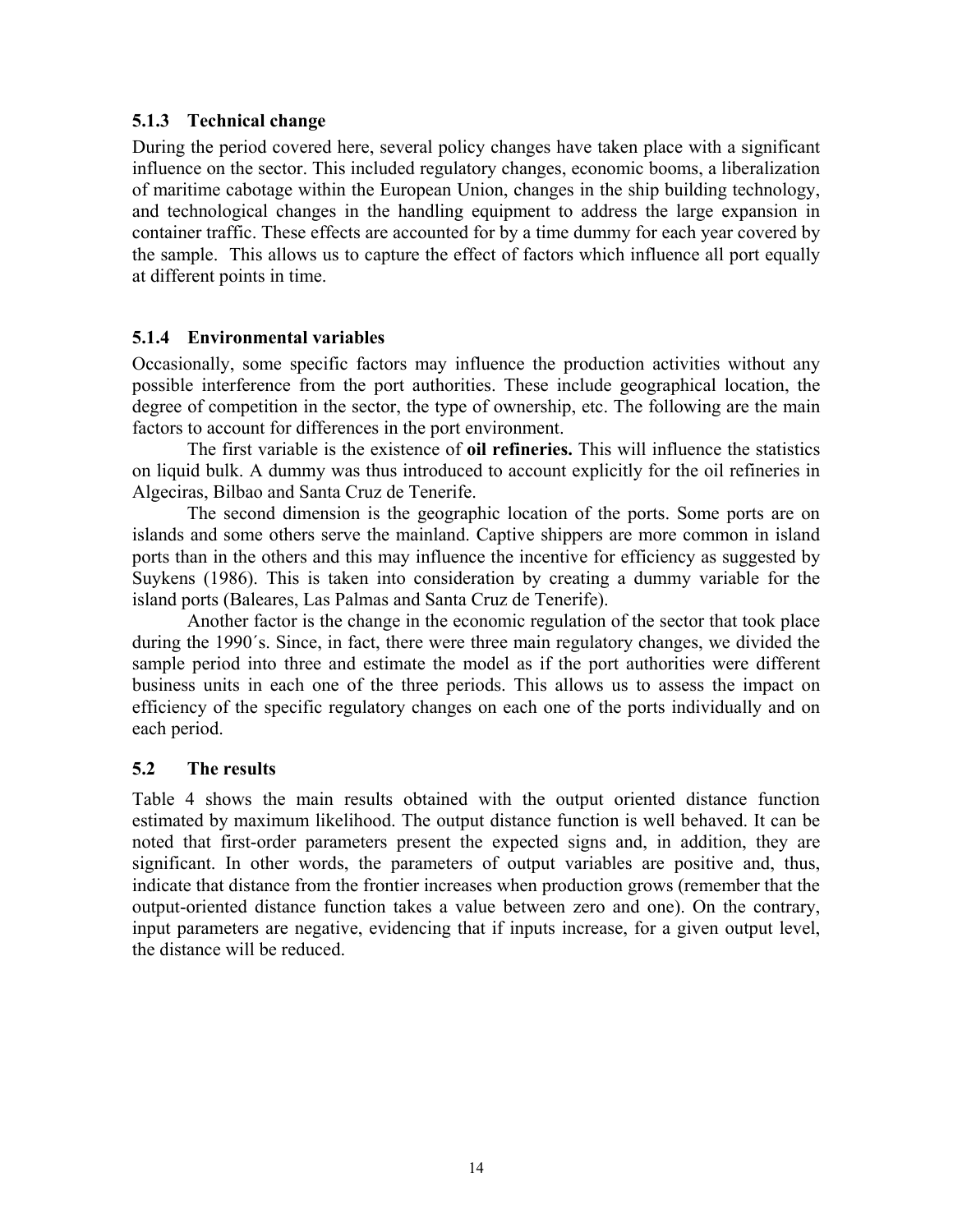### 5.1.3 Technical change

During the period covered here, several policy changes have taken place with a significant influence on the sector. This included regulatory changes, economic booms, a liberalization of maritime cabotage within the European Union, changes in the ship building technology, and technological changes in the handling equipment to address the large expansion in container traffic. These effects are accounted for by a time dummy for each year covered by the sample. This allows us to capture the effect of factors which influence all port equally at different points in time.

### 5.1.4 Environmental variables

Occasionally, some specific factors may influence the production activities without any possible interference from the port authorities. These include geographical location, the degree of competition in the sector, the type of ownership, etc. The following are the main factors to account for differences in the port environment.

The first variable is the existence of **oil refineries.** This will influence the statistics on liquid bulk. A dummy was thus introduced to account explicitly for the oil refineries in Algeciras, Bilbao and Santa Cruz de Tenerife.

The second dimension is the geographic location of the ports. Some ports are on islands and some others serve the mainland. Captive shippers are more common in island ports than in the others and this may influence the incentive for efficiency as suggested by Suykens (1986). This is taken into consideration by creating a dummy variable for the island ports (Baleares, Las Palmas and Santa Cruz de Tenerife).

Another factor is the change in the economic regulation of the sector that took place during the 1990´s. Since, in fact, there were three main regulatory changes, we divided the sample period into three and estimate the model as if the port authorities were different business units in each one of the three periods. This allows us to assess the impact on efficiency of the specific regulatory changes on each one of the ports individually and on each period.

## 5.2 The results

Table 4 shows the main results obtained with the output oriented distance function estimated by maximum likelihood. The output distance function is well behaved. It can be noted that first-order parameters present the expected signs and, in addition, they are significant. In other words, the parameters of output variables are positive and, thus, indicate that distance from the frontier increases when production grows (remember that the output-oriented distance function takes a value between zero and one). On the contrary, input parameters are negative, evidencing that if inputs increase, for a given output level, the distance will be reduced.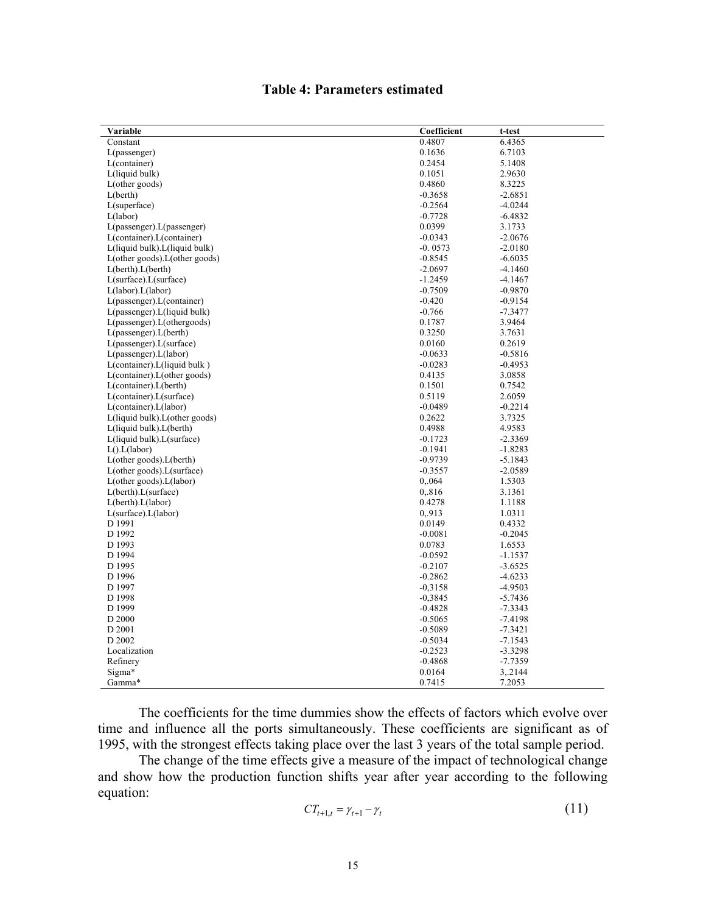**Table 4: Parameters estimated**

| Variable | Coefficient | t-test |
|---|---|---|
| Constant | 0.4807 | 6.4365 |
| L(passenger) | 0.1636 | 6.7103 |
| L(container) | 0.2454 | 5.1408 |
| L(liquid bulk) | 0.1051 | 2.9630 |
| L(other goods) | 0.4860 | 8.3225 |
| L(berth) | -0.3658 | -2.6851 |
| L(superface) | -0.2564 | -4.0244 |
| L(labor) | -0.7728 | -6.4832 |
| L(passenger).L(passenger) | 0.0399 | 3.1733 |
| L(container).L(container) | -0.0343 | -2.0676 |
| L(liquid bulk).L(liquid bulk) | -0. 0573 | -2.0180 |
| L(other goods).L(other goods) | -0.8545 | -6.6035 |
| L(berth).L(berth) | -2.0697 | -4.1460 |
| L(surface).L(surface) | -1.2459 | -4.1467 |
| L(labor).L(labor) | -0.7509 | -0.9870 |
| L(passenger).L(container) | -0.420 | -0.9154 |
| L(passenger).L(liquid bulk) | -0.766 | -7.3477 |
| L(passenger).L(othergoods) | 0.1787 | 3.9464 |
| L(passenger).L(berth) | 0.3250 | 3.7631 |
| L(passenger).L(surface) | 0.0160 | 0.2619 |
| L(passenger).L(labor) | -0.0633 | -0.5816 |
| L(container).L(liquid bulk ) | -0.0283 | -0.4953 |
| L(container).L(other goods) | 0.4135 | 3.0858 |
| L(container).L(berth) | 0.1501 | 0.7542 |
| L(container).L(surface) | 0.5119 | 2.6059 |
| L(container).L(labor) | -0.0489 | -0.2214 |
| L(liquid bulk).L(other goods) | 0.2622 | 3.7325 |
| L(liquid bulk).L(berth) | 0.4988 | 4.9583 |
| L(liquid bulk).L(surface) | -0.1723 | -2.3369 |
| L().L(labor) | -0.1941 | -1.8283 |
| L(other goods).L(berth) | -0.9739 | -5.1843 |
| L(other goods).L(surface) | -0.3557 | -2.0589 |
| L(other goods).L(labor) | 0,.064 | 1.5303 |
| L(berth).L(surface) | 0,.816 | 3.1361 |
| L(berth).L(labor) | 0.4278 | 1.1188 |
| L(surface).L(labor) | 0,.913 | 1.0311 |
| D 1991 | 0.0149 | 0.4332 |
| D 1992 | -0.0081 | -0.2045 |
| D 1993 | 0.0783 | 1.6553 |
| D 1994 | -0.0592 | -1.1537 |
| D 1995 | -0.2107 | -3.6525 |
| D 1996 | -0.2862 | -4.6233 |
| D 1997 | -0,3158 | -4.9503 |
| D 1998 | -0,3845 | -5.7436 |
| D 1999 | -0.4828 | -7.3343 |
| D 2000 | -0.5065 | -7.4198 |
| D 2001 | -0.5089 | -7.3421 |
| D 2002 | -0.5034 | -7.1543 |
| Localization | -0.2523 | -3.3298 |
| Refinery | -0.4868 | -7.7359 |
| Sigma* | 0.0164 | 3,.2144 |
| Gamma* | 0.7415 | 7.2053 |

The coefficients for the time dummies show the effects of factors which evolve over time and influence all the ports simultaneously. These coefficients are significant as of 1995, with the strongest effects taking place over the last 3 years of the total sample period.

The change of the time effects give a measure of the impact of technological change and show how the production function shifts year after year according to the following equation:

$$CT_{t+1,t} = \gamma_{t+1} - \gamma_t \tag{11}$$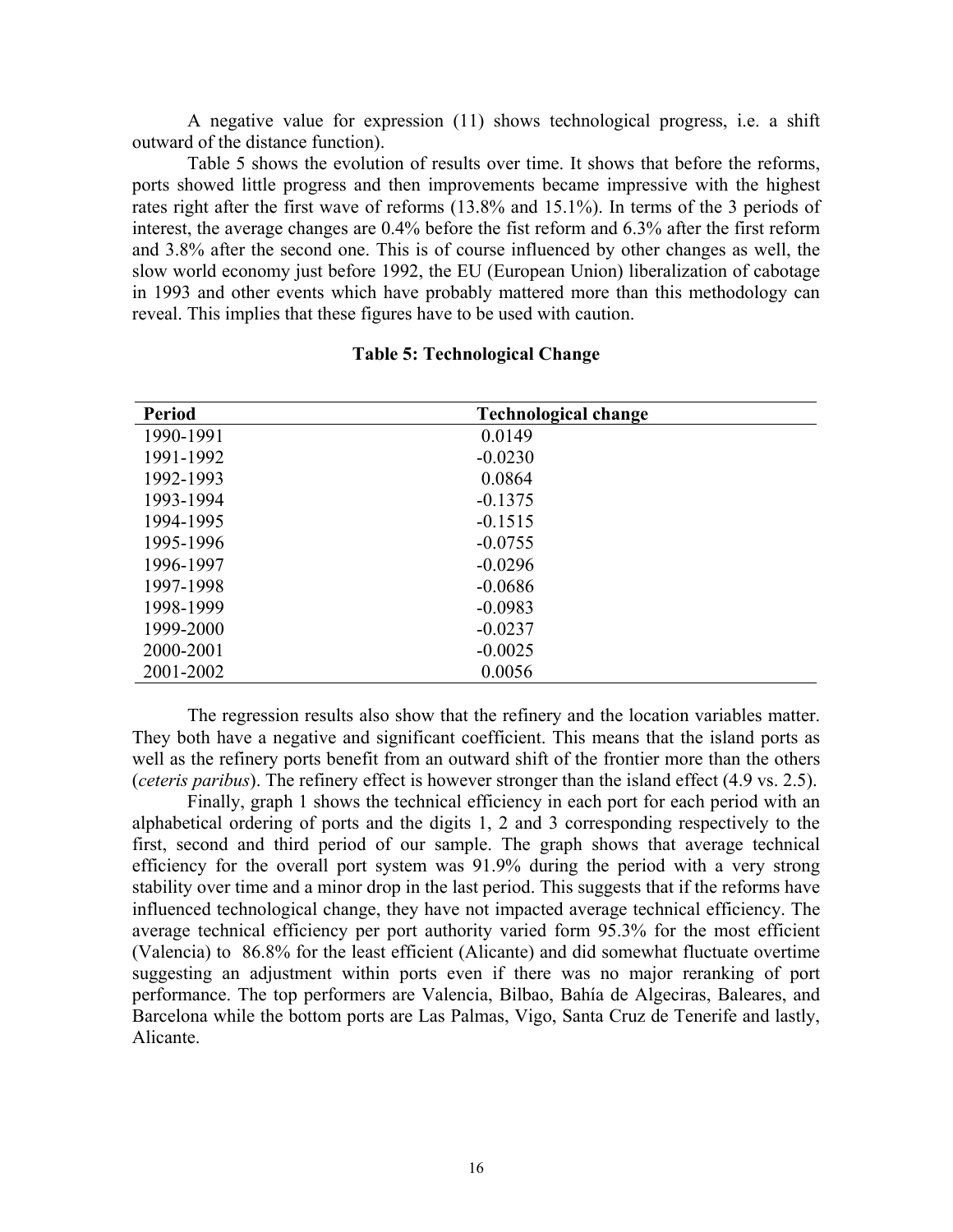A negative value for expression (11) shows technological progress, i.e. a shift outward of the distance function).

Table 5 shows the evolution of results over time. It shows that before the reforms, ports showed little progress and then improvements became impressive with the highest rates right after the first wave of reforms (13.8% and 15.1%). In terms of the 3 periods of interest, the average changes are 0.4% before the fist reform and 6.3% after the first reform and 3.8% after the second one. This is of course influenced by other changes as well, the slow world economy just before 1992, the EU (European Union) liberalization of cabotage in 1993 and other events which have probably mattered more than this methodology can reveal. This implies that these figures have to be used with caution.

**Table 5: Technological Change**

| Period | Technological change |
|---|---|
| 1990-1991 | 0.0149 |
| 1991-1992 | -0.0230 |
| 1992-1993 | 0.0864 |
| 1993-1994 | -0.1375 |
| 1994-1995 | -0.1515 |
| 1995-1996 | -0.0755 |
| 1996-1997 | -0.0296 |
| 1997-1998 | -0.0686 |
| 1998-1999 | -0.0983 |
| 1999-2000 | -0.0237 |
| 2000-2001 | -0.0025 |
| 2001-2002 | 0.0056 |

The regression results also show that the refinery and the location variables matter. They both have a negative and significant coefficient. This means that the island ports as well as the refinery ports benefit from an outward shift of the frontier more than the others (*ceteris paribus*). The refinery effect is however stronger than the island effect (4.9 vs. 2.5).

Finally, graph 1 shows the technical efficiency in each port for each period with an alphabetical ordering of ports and the digits 1, 2 and 3 corresponding respectively to the first, second and third period of our sample. The graph shows that average technical efficiency for the overall port system was 91.9% during the period with a very strong stability over time and a minor drop in the last period. This suggests that if the reforms have influenced technological change, they have not impacted average technical efficiency. The average technical efficiency per port authority varied form 95.3% for the most efficient (Valencia) to 86.8% for the least efficient (Alicante) and did somewhat fluctuate overtime suggesting an adjustment within ports even if there was no major reranking of port performance. The top performers are Valencia, Bilbao, Bahía de Algeciras, Baleares, and Barcelona while the bottom ports are Las Palmas, Vigo, Santa Cruz de Tenerife and lastly, Alicante.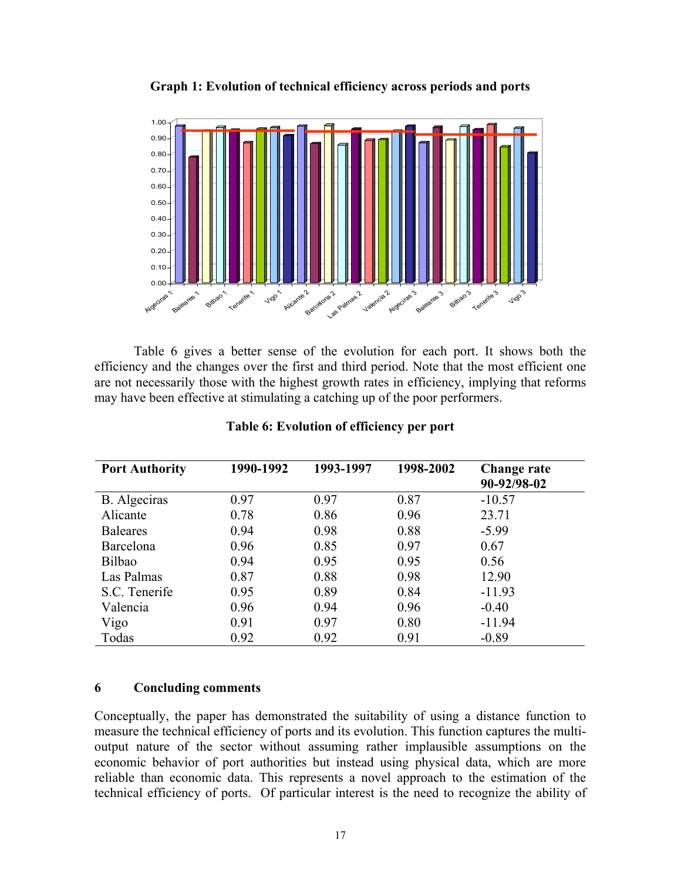**Graph 1: Evolution of technical efficiency across periods and ports**

Table 6 gives a better sense of the evolution for each port. It shows both the efficiency and the changes over the first and third period. Note that the most efficient one are not necessarily those with the highest growth rates in efficiency, implying that reforms may have been effective at stimulating a catching up of the poor performers.

**Table 6: Evolution of efficiency per port**

| Port Authority | 1990-1992 | 1993-1997 | 1998-2002 | Change rate 90-92/98-02 |
|---|---|---|---|---|
| B. Algeciras | 0.97 | 0.97 | 0.87 | -10.57 |
| Alicante | 0.78 | 0.86 | 0.96 | 23.71 |
| Baleares | 0.94 | 0.98 | 0.88 | -5.99 |
| Barcelona | 0.96 | 0.85 | 0.97 | 0.67 |
| Bilbao | 0.94 | 0.95 | 0.95 | 0.56 |
| Las Palmas | 0.87 | 0.88 | 0.98 | 12.90 |
| S.C. Tenerife | 0.95 | 0.89 | 0.84 | -11.93 |
| Valencia | 0.96 | 0.94 | 0.96 | -0.40 |
| Vigo | 0.91 | 0.97 | 0.80 | -11.94 |
| Todas | 0.92 | 0.92 | 0.91 | -0.89 |

## 6 Concluding comments

Conceptually, the paper has demonstrated the suitability of using a distance function to measure the technical efficiency of ports and its evolution. This function captures the multi-output nature of the sector without assuming rather implausible assumptions on the economic behavior of port authorities but instead using physical data, which are more reliable than economic data. This represents a novel approach to the estimation of the technical efficiency of ports. Of particular interest is the need to recognize the ability of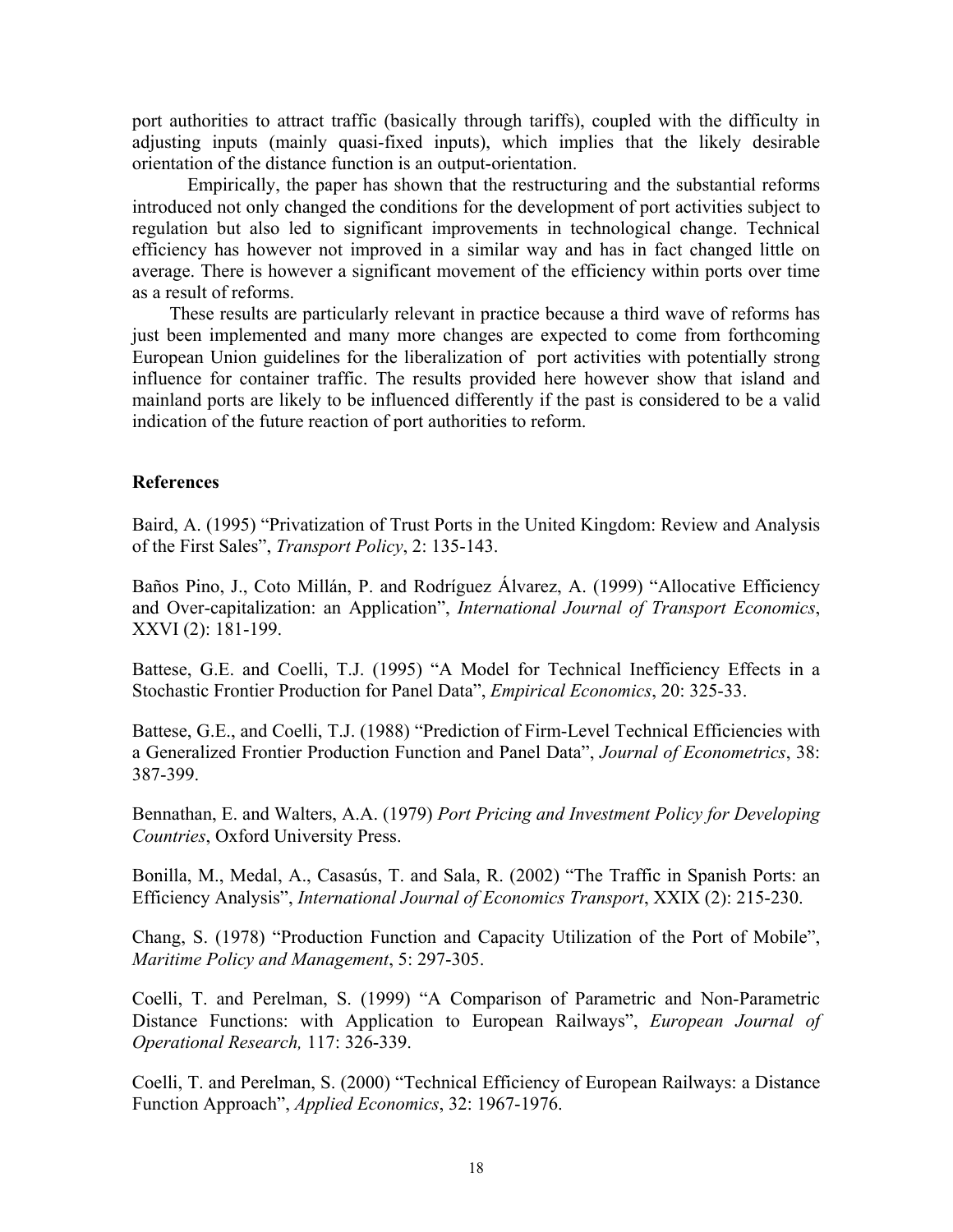port authorities to attract traffic (basically through tariffs), coupled with the difficulty in adjusting inputs (mainly quasi-fixed inputs), which implies that the likely desirable orientation of the distance function is an output-orientation.

Empirically, the paper has shown that the restructuring and the substantial reforms introduced not only changed the conditions for the development of port activities subject to regulation but also led to significant improvements in technological change. Technical efficiency has however not improved in a similar way and has in fact changed little on average. There is however a significant movement of the efficiency within ports over time as a result of reforms.

These results are particularly relevant in practice because a third wave of reforms has just been implemented and many more changes are expected to come from forthcoming European Union guidelines for the liberalization of port activities with potentially strong influence for container traffic. The results provided here however show that island and mainland ports are likely to be influenced differently if the past is considered to be a valid indication of the future reaction of port authorities to reform.

**References**

Baird, A. (1995) "Privatization of Trust Ports in the United Kingdom: Review and Analysis of the First Sales", *Transport Policy*, 2: 135-143.

Baños Pino, J., Coto Millán, P. and Rodríguez Álvarez, A. (1999) "Allocative Efficiency and Over-capitalization: an Application", *International Journal of Transport Economics*, XXVI (2): 181-199.

Battese, G.E. and Coelli, T.J. (1995) "A Model for Technical Inefficiency Effects in a Stochastic Frontier Production for Panel Data", *Empirical Economics*, 20: 325-33.

Battese, G.E., and Coelli, T.J. (1988) "Prediction of Firm-Level Technical Efficiencies with a Generalized Frontier Production Function and Panel Data", *Journal of Econometrics*, 38: 387-399.

Bennathan, E. and Walters, A.A. (1979) *Port Pricing and Investment Policy for Developing Countries*, Oxford University Press.

Bonilla, M., Medal, A., Casasús, T. and Sala, R. (2002) "The Traffic in Spanish Ports: an Efficiency Analysis", *International Journal of Economics Transport*, XXIX (2): 215-230.

Chang, S. (1978) "Production Function and Capacity Utilization of the Port of Mobile", *Maritime Policy and Management*, 5: 297-305.

Coelli, T. and Perelman, S. (1999) "A Comparison of Parametric and Non-Parametric Distance Functions: with Application to European Railways", *European Journal of Operational Research,* 117: 326-339.

Coelli, T. and Perelman, S. (2000) "Technical Efficiency of European Railways: a Distance Function Approach", *Applied Economics*, 32: 1967-1976.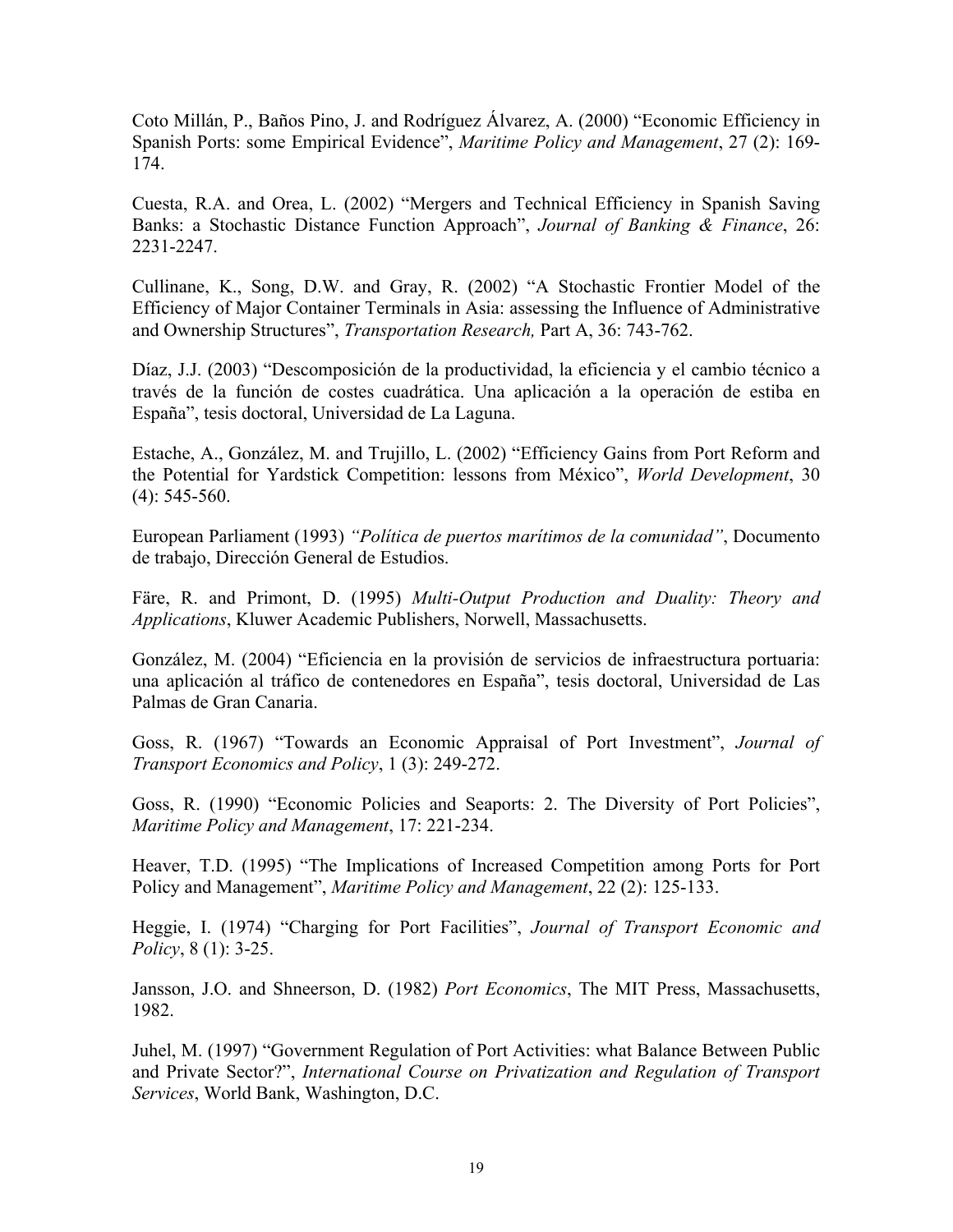Coto Millán, P., Baños Pino, J. and Rodríguez Álvarez, A. (2000) "Economic Efficiency in Spanish Ports: some Empirical Evidence", *Maritime Policy and Management*, 27 (2): 169-174.

Cuesta, R.A. and Orea, L. (2002) "Mergers and Technical Efficiency in Spanish Saving Banks: a Stochastic Distance Function Approach", *Journal of Banking & Finance*, 26: 2231-2247.

Cullinane, K., Song, D.W. and Gray, R. (2002) "A Stochastic Frontier Model of the Efficiency of Major Container Terminals in Asia: assessing the Influence of Administrative and Ownership Structures", *Transportation Research,* Part A, 36: 743-762.

Díaz, J.J. (2003) "Descomposición de la productividad, la eficiencia y el cambio técnico a través de la función de costes cuadrática. Una aplicación a la operación de estiba en España", tesis doctoral, Universidad de La Laguna.

Estache, A., González, M. and Trujillo, L. (2002) "Efficiency Gains from Port Reform and the Potential for Yardstick Competition: lessons from México", *World Development*, 30 (4): 545-560.

European Parliament (1993) *"Política de puertos marítimos de la comunidad"*, Documento de trabajo, Dirección General de Estudios.

Färe, R. and Primont, D. (1995) *Multi-Output Production and Duality: Theory and Applications*, Kluwer Academic Publishers, Norwell, Massachusetts.

González, M. (2004) "Eficiencia en la provisión de servicios de infraestructura portuaria: una aplicación al tráfico de contenedores en España", tesis doctoral, Universidad de Las Palmas de Gran Canaria.

Goss, R. (1967) "Towards an Economic Appraisal of Port Investment", *Journal of Transport Economics and Policy*, 1 (3): 249-272.

Goss, R. (1990) "Economic Policies and Seaports: 2. The Diversity of Port Policies", *Maritime Policy and Management*, 17: 221-234.

Heaver, T.D. (1995) "The Implications of Increased Competition among Ports for Port Policy and Management", *Maritime Policy and Management*, 22 (2): 125-133.

Heggie, I. (1974) "Charging for Port Facilities", *Journal of Transport Economic and Policy*, 8 (1): 3-25.

Jansson, J.O. and Shneerson, D. (1982) *Port Economics*, The MIT Press, Massachusetts, 1982.

Juhel, M. (1997) "Government Regulation of Port Activities: what Balance Between Public and Private Sector?", *International Course on Privatization and Regulation of Transport Services*, World Bank, Washington, D.C.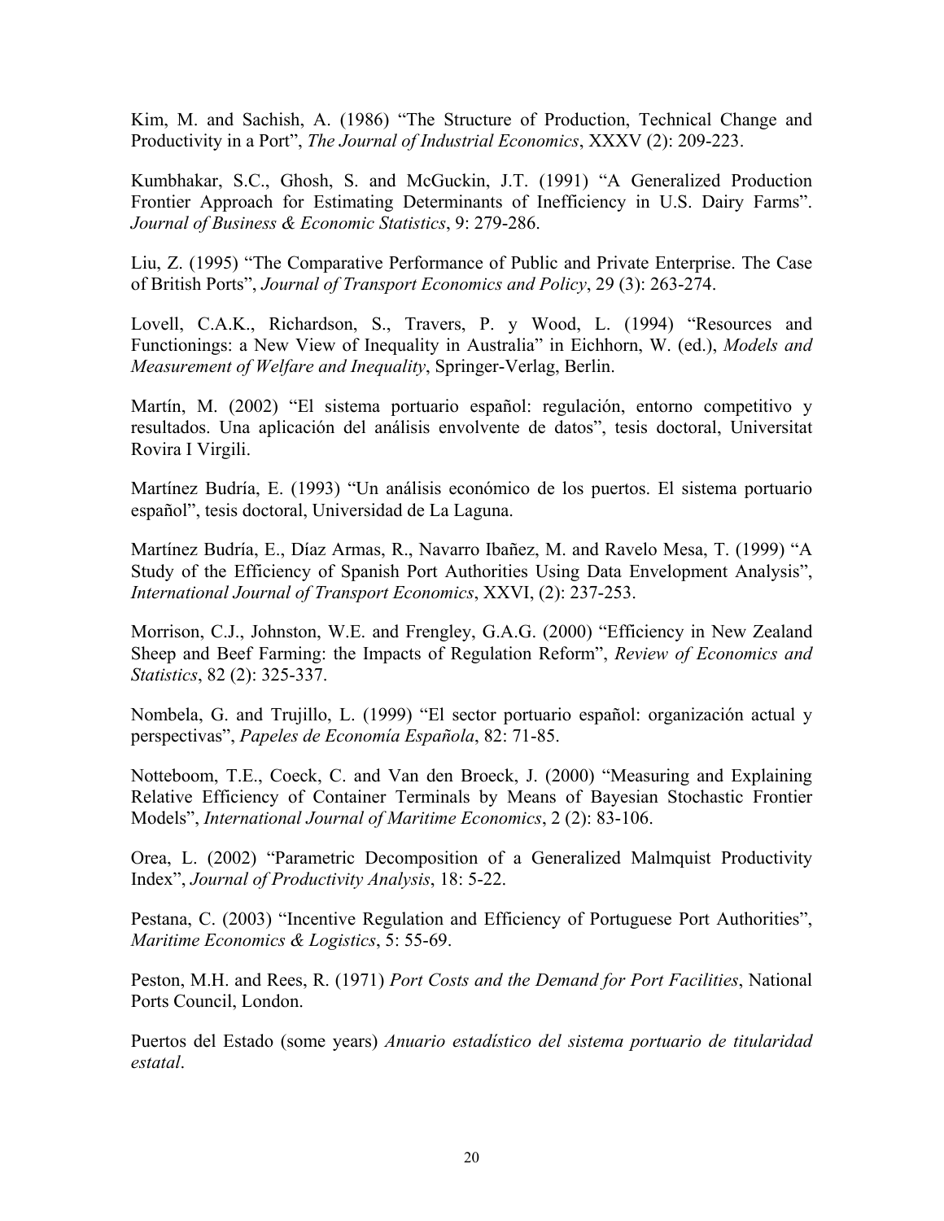Kim, M. and Sachish, A. (1986) "The Structure of Production, Technical Change and Productivity in a Port", *The Journal of Industrial Economics*, XXXV (2): 209-223.

Kumbhakar, S.C., Ghosh, S. and McGuckin, J.T. (1991) "A Generalized Production Frontier Approach for Estimating Determinants of Inefficiency in U.S. Dairy Farms". *Journal of Business & Economic Statistics*, 9: 279-286.

Liu, Z. (1995) "The Comparative Performance of Public and Private Enterprise. The Case of British Ports", *Journal of Transport Economics and Policy*, 29 (3): 263-274.

Lovell, C.A.K., Richardson, S., Travers, P. y Wood, L. (1994) "Resources and Functionings: a New View of Inequality in Australia" in Eichhorn, W. (ed.), *Models and Measurement of Welfare and Inequality*, Springer-Verlag, Berlin.

Martín, M. (2002) "El sistema portuario español: regulación, entorno competitivo y resultados. Una aplicación del análisis envolvente de datos", tesis doctoral, Universitat Rovira I Virgili.

Martínez Budría, E. (1993) "Un análisis económico de los puertos. El sistema portuario español", tesis doctoral, Universidad de La Laguna.

Martínez Budría, E., Díaz Armas, R., Navarro Ibañez, M. and Ravelo Mesa, T. (1999) "A Study of the Efficiency of Spanish Port Authorities Using Data Envelopment Analysis", *International Journal of Transport Economics*, XXVI, (2): 237-253.

Morrison, C.J., Johnston, W.E. and Frengley, G.A.G. (2000) "Efficiency in New Zealand Sheep and Beef Farming: the Impacts of Regulation Reform", *Review of Economics and Statistics*, 82 (2): 325-337.

Nombela, G. and Trujillo, L. (1999) "El sector portuario español: organización actual y perspectivas", *Papeles de Economía Española*, 82: 71-85.

Notteboom, T.E., Coeck, C. and Van den Broeck, J. (2000) "Measuring and Explaining Relative Efficiency of Container Terminals by Means of Bayesian Stochastic Frontier Models", *International Journal of Maritime Economics*, 2 (2): 83-106.

Orea, L. (2002) "Parametric Decomposition of a Generalized Malmquist Productivity Index", *Journal of Productivity Analysis*, 18: 5-22.

Pestana, C. (2003) "Incentive Regulation and Efficiency of Portuguese Port Authorities", *Maritime Economics & Logistics*, 5: 55-69.

Peston, M.H. and Rees, R. (1971) *Port Costs and the Demand for Port Facilities*, National Ports Council, London.

Puertos del Estado (some years) *Anuario estadístico del sistema portuario de titularidad estatal*.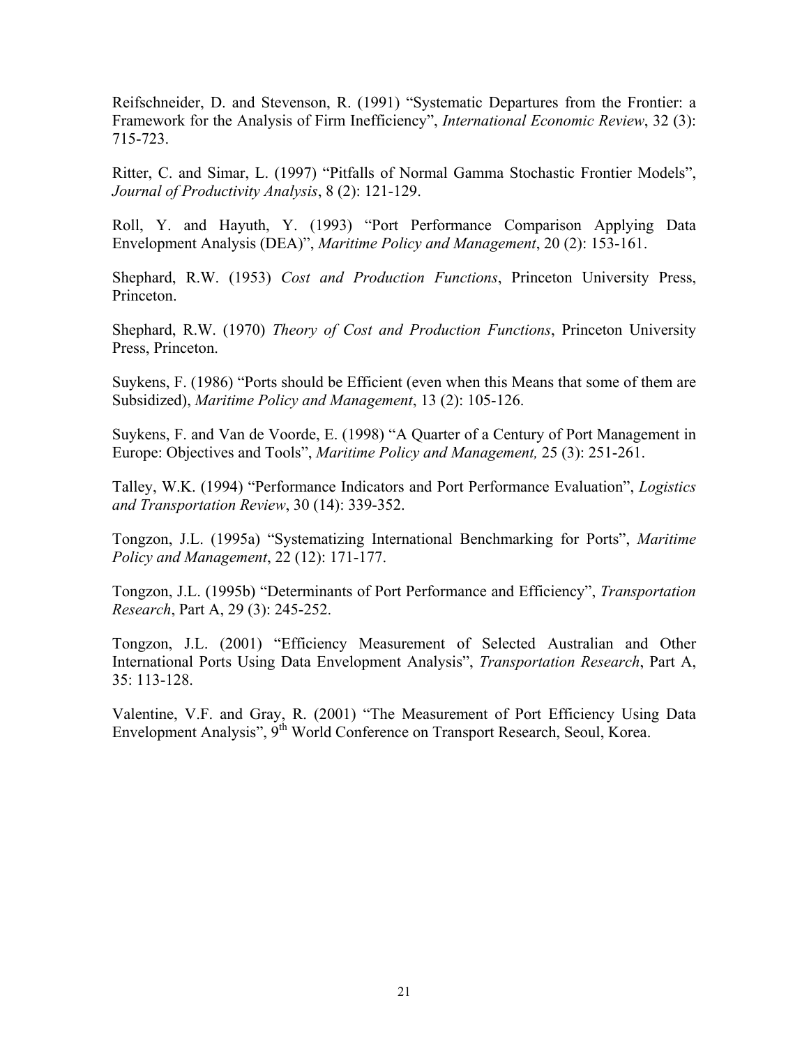Reifschneider, D. and Stevenson, R. (1991) "Systematic Departures from the Frontier: a Framework for the Analysis of Firm Inefficiency", *International Economic Review*, 32 (3): 715-723.

Ritter, C. and Simar, L. (1997) "Pitfalls of Normal Gamma Stochastic Frontier Models", *Journal of Productivity Analysis*, 8 (2): 121-129.

Roll, Y. and Hayuth, Y. (1993) "Port Performance Comparison Applying Data Envelopment Analysis (DEA)", *Maritime Policy and Management*, 20 (2): 153-161.

Shephard, R.W. (1953) *Cost and Production Functions*, Princeton University Press, Princeton.

Shephard, R.W. (1970) *Theory of Cost and Production Functions*, Princeton University Press, Princeton.

Suykens, F. (1986) "Ports should be Efficient (even when this Means that some of them are Subsidized), *Maritime Policy and Management*, 13 (2): 105-126.

Suykens, F. and Van de Voorde, E. (1998) "A Quarter of a Century of Port Management in Europe: Objectives and Tools", *Maritime Policy and Management,* 25 (3): 251-261.

Talley, W.K. (1994) "Performance Indicators and Port Performance Evaluation", *Logistics and Transportation Review*, 30 (14): 339-352.

Tongzon, J.L. (1995a) "Systematizing International Benchmarking for Ports", *Maritime Policy and Management*, 22 (12): 171-177.

Tongzon, J.L. (1995b) "Determinants of Port Performance and Efficiency", *Transportation Research*, Part A, 29 (3): 245-252.

Tongzon, J.L. (2001) "Efficiency Measurement of Selected Australian and Other International Ports Using Data Envelopment Analysis", *Transportation Research*, Part A, 35: 113-128.

Valentine, V.F. and Gray, R. (2001) "The Measurement of Port Efficiency Using Data Envelopment Analysis", 9th World Conference on Transport Research, Seoul, Korea.